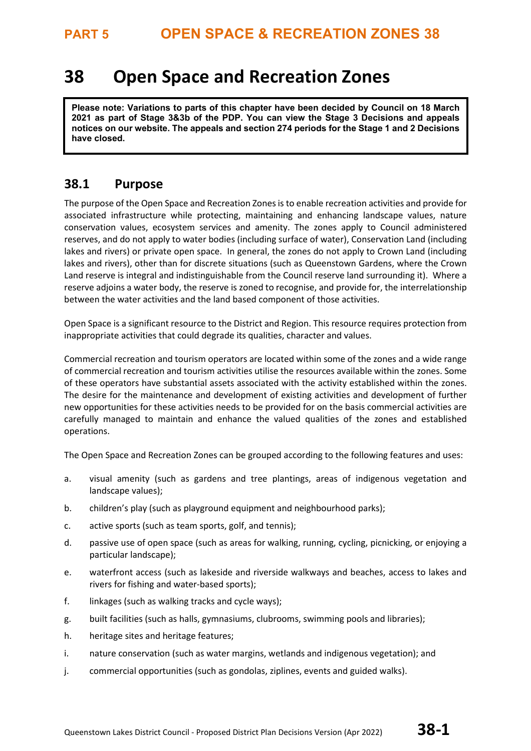# 38 Open Space and Recreation Zones

**Please note: Variations to parts of this chapter have been decided by Council on 18 March 2021 as part of Stage 3&3b of the PDP. You can view the Stage 3 Decisions and appeals notices on our website. The appeals and section 274 periods for the Stage 1 and 2 Decisions have closed.**

## 38.1 Purpose

The purpose of the Open Space and Recreation Zones is to enable recreation activities and provide for associated infrastructure while protecting, maintaining and enhancing landscape values, nature conservation values, ecosystem services and amenity. The zones apply to Council administered reserves, and do not apply to water bodies (including surface of water), Conservation Land (including lakes and rivers) or private open space. In general, the zones do not apply to Crown Land (including lakes and rivers), other than for discrete situations (such as Queenstown Gardens, where the Crown Land reserve is integral and indistinguishable from the Council reserve land surrounding it). Where a reserve adjoins a water body, the reserve is zoned to recognise, and provide for, the interrelationship between the water activities and the land based component of those activities.

Open Space is a significant resource to the District and Region. This resource requires protection from inappropriate activities that could degrade its qualities, character and values.

Commercial recreation and tourism operators are located within some of the zones and a wide range of commercial recreation and tourism activities utilise the resources available within the zones. Some of these operators have substantial assets associated with the activity established within the zones. The desire for the maintenance and development of existing activities and development of further new opportunities for these activities needs to be provided for on the basis commercial activities are carefully managed to maintain and enhance the valued qualities of the zones and established operations.

The Open Space and Recreation Zones can be grouped according to the following features and uses:

a. visual amenity (such as gardens and tree plantings, areas of indigenous vegetation and landscape values);

b. children's play (such as playground equipment and neighbourhood parks);

c. active sports (such as team sports, golf, and tennis);

d. passive use of open space (such as areas for walking, running, cycling, picnicking, or enjoying a particular landscape);

e. waterfront access (such as lakeside and riverside walkways and beaches, access to lakes and rivers for fishing and water-based sports);

f. linkages (such as walking tracks and cycle ways);

g. built facilities (such as halls, gymnasiums, clubrooms, swimming pools and libraries);

h. heritage sites and heritage features;

i. nature conservation (such as water margins, wetlands and indigenous vegetation); and

j. commercial opportunities (such as gondolas, ziplines, events and guided walks).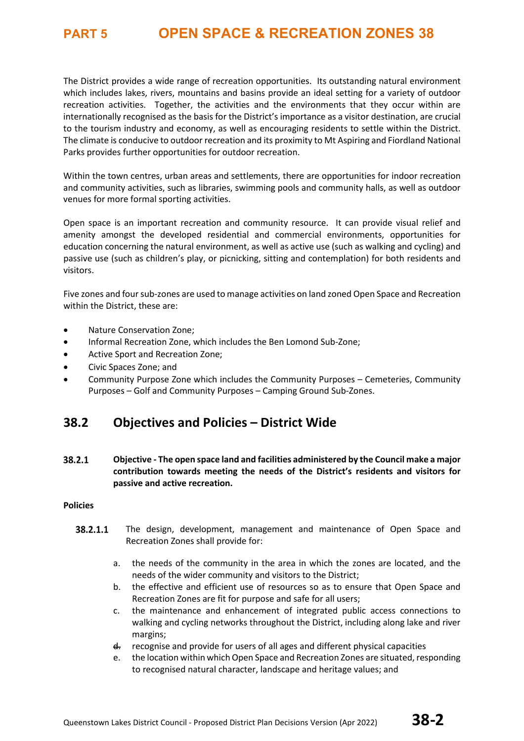The District provides a wide range of recreation opportunities. Its outstanding natural environment which includes lakes, rivers, mountains and basins provide an ideal setting for a variety of outdoor recreation activities. Together, the activities and the environments that they occur within are internationally recognised as the basis for the District's importance as a visitor destination, are crucial to the tourism industry and economy, as well as encouraging residents to settle within the District. The climate is conducive to outdoor recreation and its proximity to Mt Aspiring and Fiordland National Parks provides further opportunities for outdoor recreation.

Within the town centres, urban areas and settlements, there are opportunities for indoor recreation and community activities, such as libraries, swimming pools and community halls, as well as outdoor venues for more formal sporting activities.

Open space is an important recreation and community resource. It can provide visual relief and amenity amongst the developed residential and commercial environments, opportunities for education concerning the natural environment, as well as active use (such as walking and cycling) and passive use (such as children's play, or picnicking, sitting and contemplation) for both residents and visitors.

Five zones and four sub-zones are used to manage activities on land zoned Open Space and Recreation within the District, these are:

- Nature Conservation Zone;
- Informal Recreation Zone, which includes the Ben Lomond Sub-Zone;
- Active Sport and Recreation Zone;
- Civic Spaces Zone; and
- Community Purpose Zone which includes the Community Purposes – Cemeteries, Community Purposes – Golf and Community Purposes – Camping Ground Sub-Zones.

## 38.2 Objectives and Policies – District Wide

**38.2.1 Objective - The open space land and facilities administered by the Council make a major contribution towards meeting the needs of the District's residents and visitors for passive and active recreation.**

**Policies**

**38.2.1.1** The design, development, management and maintenance of Open Space and Recreation Zones shall provide for:

a. the needs of the community in the area in which the zones are located, and the needs of the wider community and visitors to the District;

b. the effective and efficient use of resources so as to ensure that Open Space and Recreation Zones are fit for purpose and safe for all users;

c. the maintenance and enhancement of integrated public access connections to walking and cycling networks throughout the District, including along lake and river margins;

~~d.~~ recognise and provide for users of all ages and different physical capacities

e. the location within which Open Space and Recreation Zones are situated, responding to recognised natural character, landscape and heritage values; and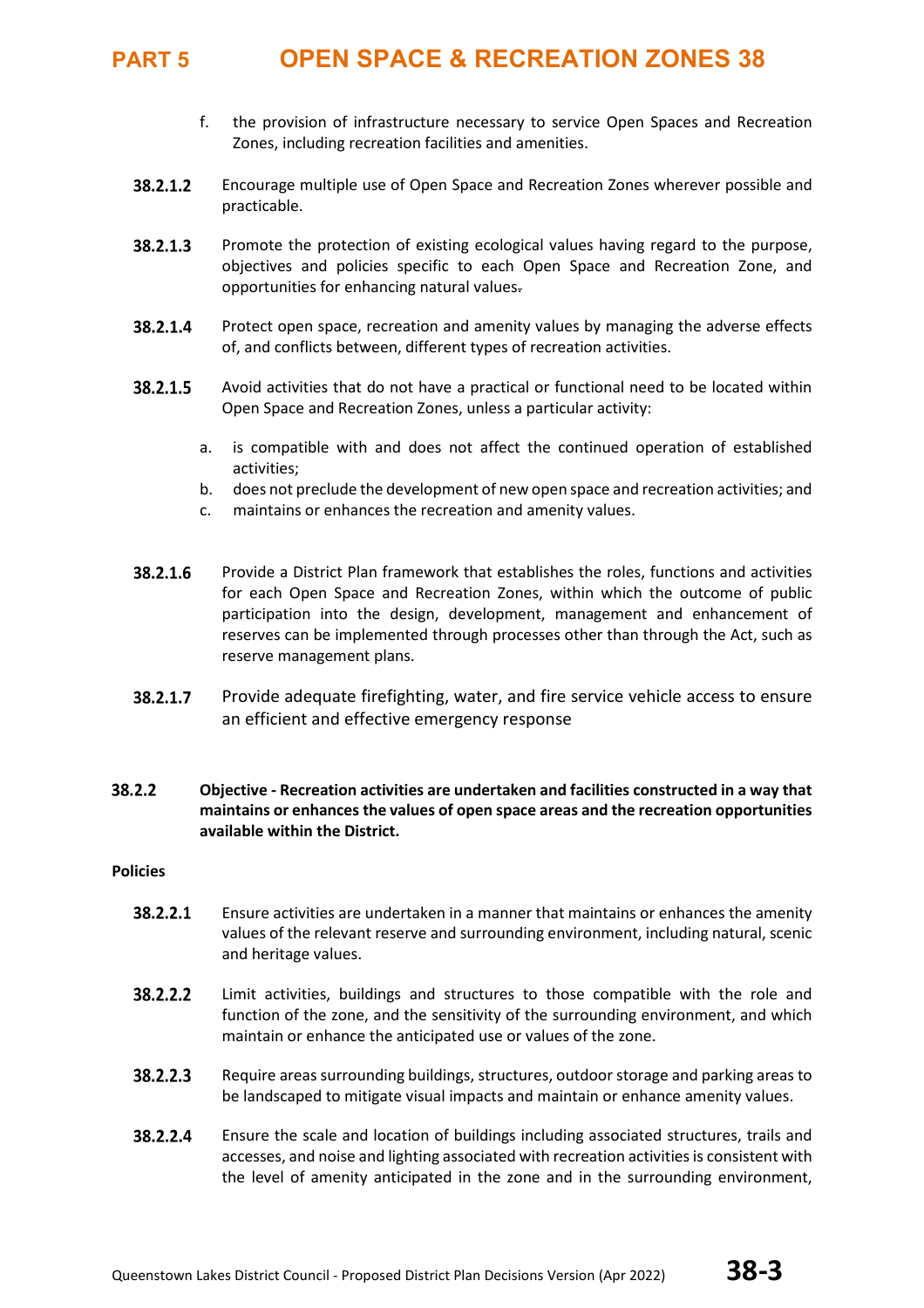f. the provision of infrastructure necessary to service Open Spaces and Recreation Zones, including recreation facilities and amenities.

**38.2.1.2** Encourage multiple use of Open Space and Recreation Zones wherever possible and practicable.

**38.2.1.3** Promote the protection of existing ecological values having regard to the purpose, objectives and policies specific to each Open Space and Recreation Zone, and opportunities for enhancing natural values.

**38.2.1.4** Protect open space, recreation and amenity values by managing the adverse effects of, and conflicts between, different types of recreation activities.

**38.2.1.5** Avoid activities that do not have a practical or functional need to be located within Open Space and Recreation Zones, unless a particular activity:

a. is compatible with and does not affect the continued operation of established activities;
b. does not preclude the development of new open space and recreation activities; and
c. maintains or enhances the recreation and amenity values.

**38.2.1.6** Provide a District Plan framework that establishes the roles, functions and activities for each Open Space and Recreation Zones, within which the outcome of public participation into the design, development, management and enhancement of reserves can be implemented through processes other than through the Act, such as reserve management plans.

**38.2.1.7** Provide adequate firefighting, water, and fire service vehicle access to ensure an efficient and effective emergency response

**38.2.2 Objective - Recreation activities are undertaken and facilities constructed in a way that maintains or enhances the values of open space areas and the recreation opportunities available within the District.**

**Policies**

**38.2.2.1** Ensure activities are undertaken in a manner that maintains or enhances the amenity values of the relevant reserve and surrounding environment, including natural, scenic and heritage values.

**38.2.2.2** Limit activities, buildings and structures to those compatible with the role and function of the zone, and the sensitivity of the surrounding environment, and which maintain or enhance the anticipated use or values of the zone.

**38.2.2.3** Require areas surrounding buildings, structures, outdoor storage and parking areas to be landscaped to mitigate visual impacts and maintain or enhance amenity values.

**38.2.2.4** Ensure the scale and location of buildings including associated structures, trails and accesses, and noise and lighting associated with recreation activities is consistent with the level of amenity anticipated in the zone and in the surrounding environment,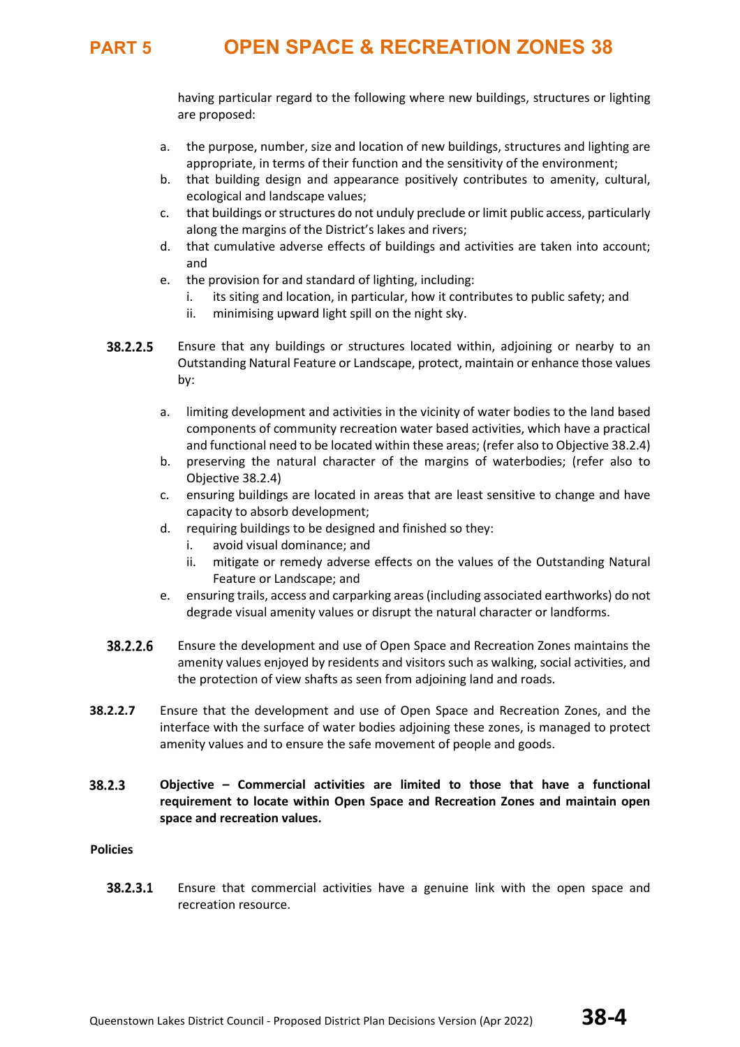having particular regard to the following where new buildings, structures or lighting are proposed:

a. the purpose, number, size and location of new buildings, structures and lighting are appropriate, in terms of their function and the sensitivity of the environment;
b. that building design and appearance positively contributes to amenity, cultural, ecological and landscape values;
c. that buildings or structures do not unduly preclude or limit public access, particularly along the margins of the District's lakes and rivers;
d. that cumulative adverse effects of buildings and activities are taken into account; and
e. the provision for and standard of lighting, including:
   i. its siting and location, in particular, how it contributes to public safety; and
   ii. minimising upward light spill on the night sky.

**38.2.2.5** Ensure that any buildings or structures located within, adjoining or nearby to an Outstanding Natural Feature or Landscape, protect, maintain or enhance those values by:

a. limiting development and activities in the vicinity of water bodies to the land based components of community recreation water based activities, which have a practical and functional need to be located within these areas; (refer also to Objective 38.2.4)
b. preserving the natural character of the margins of waterbodies; (refer also to Objective 38.2.4)
c. ensuring buildings are located in areas that are least sensitive to change and have capacity to absorb development;
d. requiring buildings to be designed and finished so they:
   i. avoid visual dominance; and
   ii. mitigate or remedy adverse effects on the values of the Outstanding Natural Feature or Landscape; and
e. ensuring trails, access and carparking areas (including associated earthworks) do not degrade visual amenity values or disrupt the natural character or landforms.

**38.2.2.6** Ensure the development and use of Open Space and Recreation Zones maintains the amenity values enjoyed by residents and visitors such as walking, social activities, and the protection of view shafts as seen from adjoining land and roads.

**38.2.2.7** Ensure that the development and use of Open Space and Recreation Zones, and the interface with the surface of water bodies adjoining these zones, is managed to protect amenity values and to ensure the safe movement of people and goods.

**38.2.3 Objective – Commercial activities are limited to those that have a functional requirement to locate within Open Space and Recreation Zones and maintain open space and recreation values.**

**Policies**

**38.2.3.1** Ensure that commercial activities have a genuine link with the open space and recreation resource.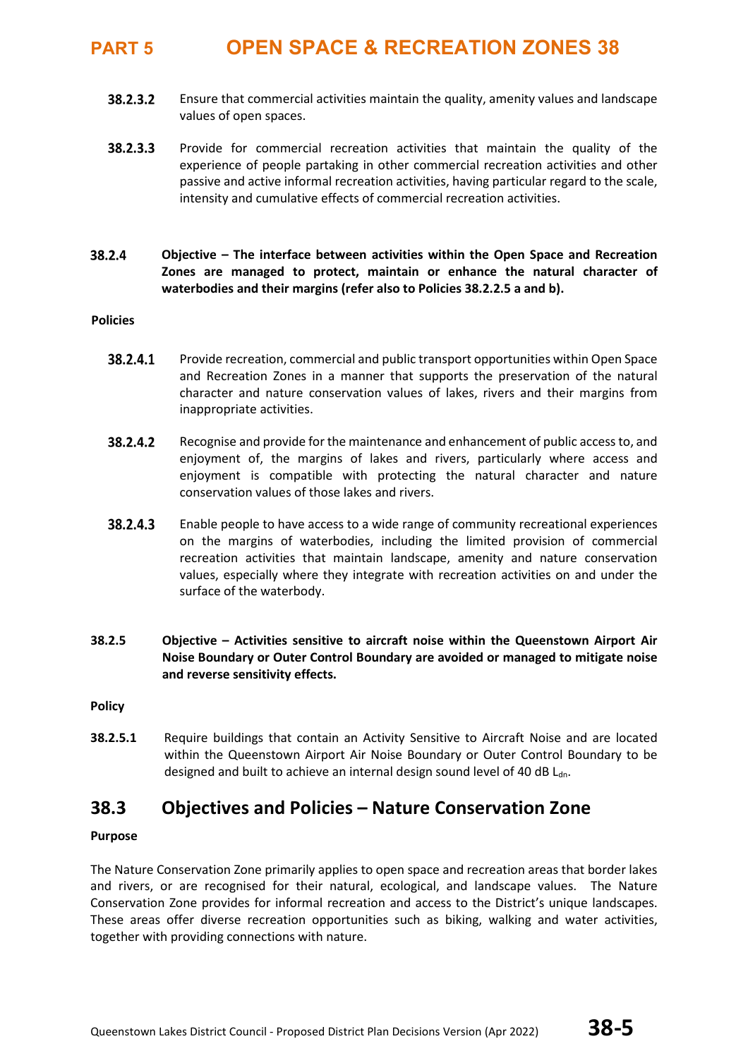**38.2.3.2** Ensure that commercial activities maintain the quality, amenity values and landscape values of open spaces.

**38.2.3.3** Provide for commercial recreation activities that maintain the quality of the experience of people partaking in other commercial recreation activities and other passive and active informal recreation activities, having particular regard to the scale, intensity and cumulative effects of commercial recreation activities.

**38.2.4 Objective – The interface between activities within the Open Space and Recreation Zones are managed to protect, maintain or enhance the natural character of waterbodies and their margins (refer also to Policies 38.2.2.5 a and b).**

**Policies**

**38.2.4.1** Provide recreation, commercial and public transport opportunities within Open Space and Recreation Zones in a manner that supports the preservation of the natural character and nature conservation values of lakes, rivers and their margins from inappropriate activities.

**38.2.4.2** Recognise and provide for the maintenance and enhancement of public access to, and enjoyment of, the margins of lakes and rivers, particularly where access and enjoyment is compatible with protecting the natural character and nature conservation values of those lakes and rivers.

**38.2.4.3** Enable people to have access to a wide range of community recreational experiences on the margins of waterbodies, including the limited provision of commercial recreation activities that maintain landscape, amenity and nature conservation values, especially where they integrate with recreation activities on and under the surface of the waterbody.

**38.2.5 Objective – Activities sensitive to aircraft noise within the Queenstown Airport Air Noise Boundary or Outer Control Boundary are avoided or managed to mitigate noise and reverse sensitivity effects.**

**Policy**

**38.2.5.1** Require buildings that contain an Activity Sensitive to Aircraft Noise and are located within the Queenstown Airport Air Noise Boundary or Outer Control Boundary to be designed and built to achieve an internal design sound level of 40 dB $L_{dn}$.

## 38.3 Objectives and Policies – Nature Conservation Zone

**Purpose**

The Nature Conservation Zone primarily applies to open space and recreation areas that border lakes and rivers, or are recognised for their natural, ecological, and landscape values. The Nature Conservation Zone provides for informal recreation and access to the District's unique landscapes. These areas offer diverse recreation opportunities such as biking, walking and water activities, together with providing connections with nature.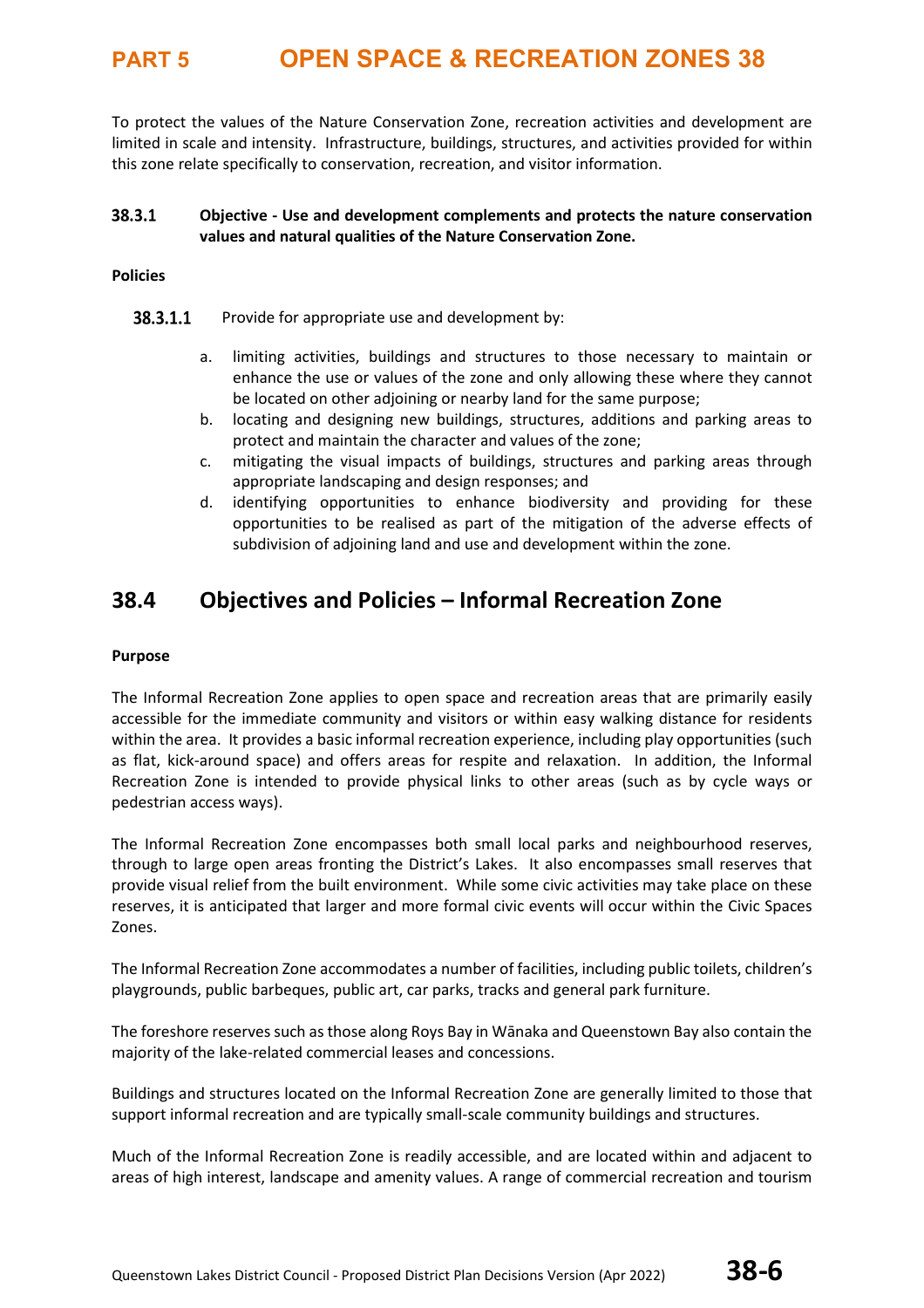To protect the values of the Nature Conservation Zone, recreation activities and development are limited in scale and intensity. Infrastructure, buildings, structures, and activities provided for within this zone relate specifically to conservation, recreation, and visitor information.

**38.3.1 Objective - Use and development complements and protects the nature conservation values and natural qualities of the Nature Conservation Zone.**

**Policies**

**38.3.1.1** Provide for appropriate use and development by:

a. limiting activities, buildings and structures to those necessary to maintain or enhance the use or values of the zone and only allowing these where they cannot be located on other adjoining or nearby land for the same purpose;
b. locating and designing new buildings, structures, additions and parking areas to protect and maintain the character and values of the zone;
c. mitigating the visual impacts of buildings, structures and parking areas through appropriate landscaping and design responses; and
d. identifying opportunities to enhance biodiversity and providing for these opportunities to be realised as part of the mitigation of the adverse effects of subdivision of adjoining land and use and development within the zone.

## 38.4 Objectives and Policies – Informal Recreation Zone

**Purpose**

The Informal Recreation Zone applies to open space and recreation areas that are primarily easily accessible for the immediate community and visitors or within easy walking distance for residents within the area. It provides a basic informal recreation experience, including play opportunities (such as flat, kick-around space) and offers areas for respite and relaxation. In addition, the Informal Recreation Zone is intended to provide physical links to other areas (such as by cycle ways or pedestrian access ways).

The Informal Recreation Zone encompasses both small local parks and neighbourhood reserves, through to large open areas fronting the District's Lakes. It also encompasses small reserves that provide visual relief from the built environment. While some civic activities may take place on these reserves, it is anticipated that larger and more formal civic events will occur within the Civic Spaces Zones.

The Informal Recreation Zone accommodates a number of facilities, including public toilets, children's playgrounds, public barbeques, public art, car parks, tracks and general park furniture.

The foreshore reserves such as those along Roys Bay in Wānaka and Queenstown Bay also contain the majority of the lake-related commercial leases and concessions.

Buildings and structures located on the Informal Recreation Zone are generally limited to those that support informal recreation and are typically small-scale community buildings and structures.

Much of the Informal Recreation Zone is readily accessible, and are located within and adjacent to areas of high interest, landscape and amenity values. A range of commercial recreation and tourism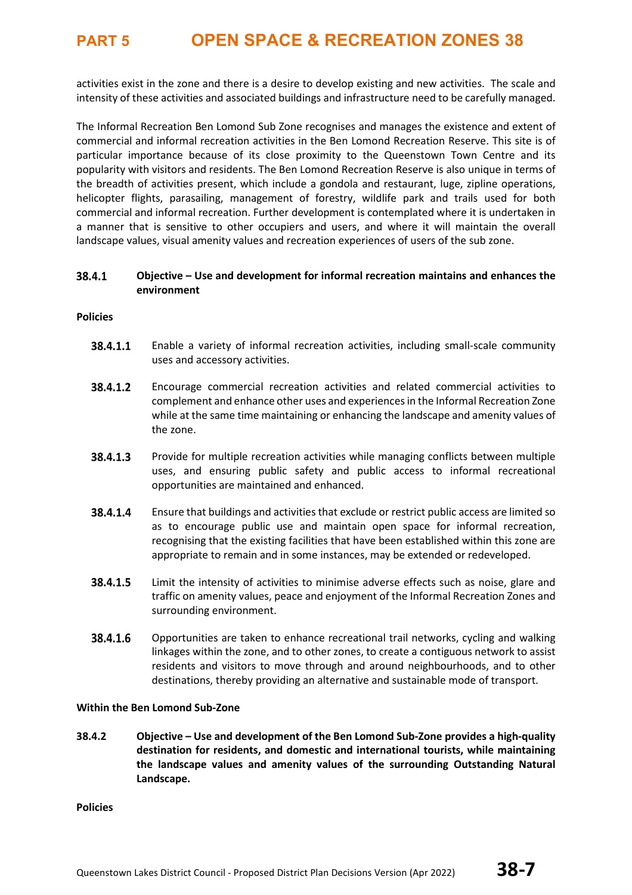activities exist in the zone and there is a desire to develop existing and new activities. The scale and intensity of these activities and associated buildings and infrastructure need to be carefully managed.

The Informal Recreation Ben Lomond Sub Zone recognises and manages the existence and extent of commercial and informal recreation activities in the Ben Lomond Recreation Reserve. This site is of particular importance because of its close proximity to the Queenstown Town Centre and its popularity with visitors and residents. The Ben Lomond Recreation Reserve is also unique in terms of the breadth of activities present, which include a gondola and restaurant, luge, zipline operations, helicopter flights, parasailing, management of forestry, wildlife park and trails used for both commercial and informal recreation. Further development is contemplated where it is undertaken in a manner that is sensitive to other occupiers and users, and where it will maintain the overall landscape values, visual amenity values and recreation experiences of users of the sub zone.

### 38.4.1 Objective – Use and development for informal recreation maintains and enhances the environment

**Policies**

**38.4.1.1** Enable a variety of informal recreation activities, including small-scale community uses and accessory activities.

**38.4.1.2** Encourage commercial recreation activities and related commercial activities to complement and enhance other uses and experiences in the Informal Recreation Zone while at the same time maintaining or enhancing the landscape and amenity values of the zone.

**38.4.1.3** Provide for multiple recreation activities while managing conflicts between multiple uses, and ensuring public safety and public access to informal recreational opportunities are maintained and enhanced.

**38.4.1.4** Ensure that buildings and activities that exclude or restrict public access are limited so as to encourage public use and maintain open space for informal recreation, recognising that the existing facilities that have been established within this zone are appropriate to remain and in some instances, may be extended or redeveloped.

**38.4.1.5** Limit the intensity of activities to minimise adverse effects such as noise, glare and traffic on amenity values, peace and enjoyment of the Informal Recreation Zones and surrounding environment.

**38.4.1.6** Opportunities are taken to enhance recreational trail networks, cycling and walking linkages within the zone, and to other zones, to create a contiguous network to assist residents and visitors to move through and around neighbourhoods, and to other destinations, thereby providing an alternative and sustainable mode of transport.

**Within the Ben Lomond Sub-Zone**

### 38.4.2 Objective – Use and development of the Ben Lomond Sub-Zone provides a high-quality destination for residents, and domestic and international tourists, while maintaining the landscape values and amenity values of the surrounding Outstanding Natural Landscape.

**Policies**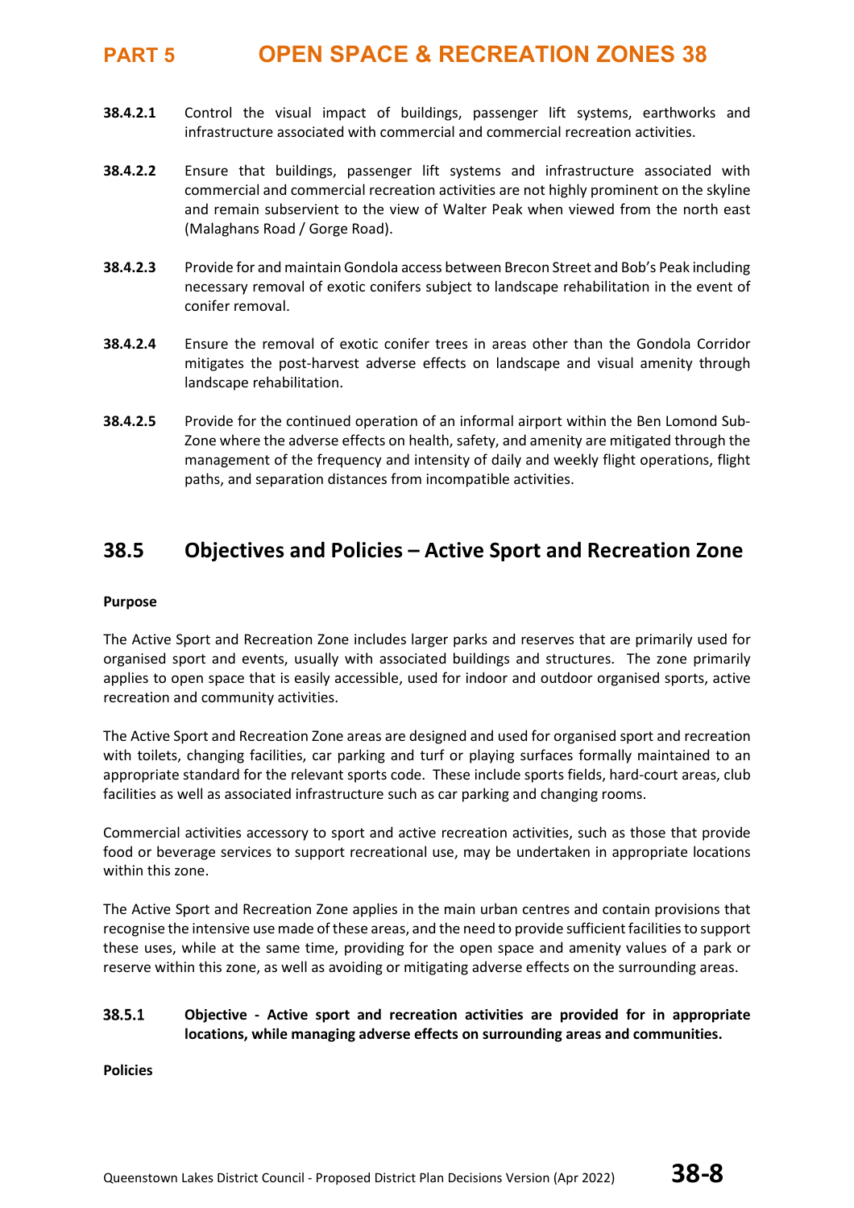**38.4.2.1** Control the visual impact of buildings, passenger lift systems, earthworks and infrastructure associated with commercial and commercial recreation activities.

**38.4.2.2** Ensure that buildings, passenger lift systems and infrastructure associated with commercial and commercial recreation activities are not highly prominent on the skyline and remain subservient to the view of Walter Peak when viewed from the north east (Malaghans Road / Gorge Road).

**38.4.2.3** Provide for and maintain Gondola access between Brecon Street and Bob's Peak including necessary removal of exotic conifers subject to landscape rehabilitation in the event of conifer removal.

**38.4.2.4** Ensure the removal of exotic conifer trees in areas other than the Gondola Corridor mitigates the post-harvest adverse effects on landscape and visual amenity through landscape rehabilitation.

**38.4.2.5** Provide for the continued operation of an informal airport within the Ben Lomond Sub-Zone where the adverse effects on health, safety, and amenity are mitigated through the management of the frequency and intensity of daily and weekly flight operations, flight paths, and separation distances from incompatible activities.

## 38.5 Objectives and Policies – Active Sport and Recreation Zone

**Purpose**

The Active Sport and Recreation Zone includes larger parks and reserves that are primarily used for organised sport and events, usually with associated buildings and structures. The zone primarily applies to open space that is easily accessible, used for indoor and outdoor organised sports, active recreation and community activities.

The Active Sport and Recreation Zone areas are designed and used for organised sport and recreation with toilets, changing facilities, car parking and turf or playing surfaces formally maintained to an appropriate standard for the relevant sports code. These include sports fields, hard-court areas, club facilities as well as associated infrastructure such as car parking and changing rooms.

Commercial activities accessory to sport and active recreation activities, such as those that provide food or beverage services to support recreational use, may be undertaken in appropriate locations within this zone.

The Active Sport and Recreation Zone applies in the main urban centres and contain provisions that recognise the intensive use made of these areas, and the need to provide sufficient facilities to support these uses, while at the same time, providing for the open space and amenity values of a park or reserve within this zone, as well as avoiding or mitigating adverse effects on the surrounding areas.

**38.5.1** **Objective - Active sport and recreation activities are provided for in appropriate locations, while managing adverse effects on surrounding areas and communities.**

**Policies**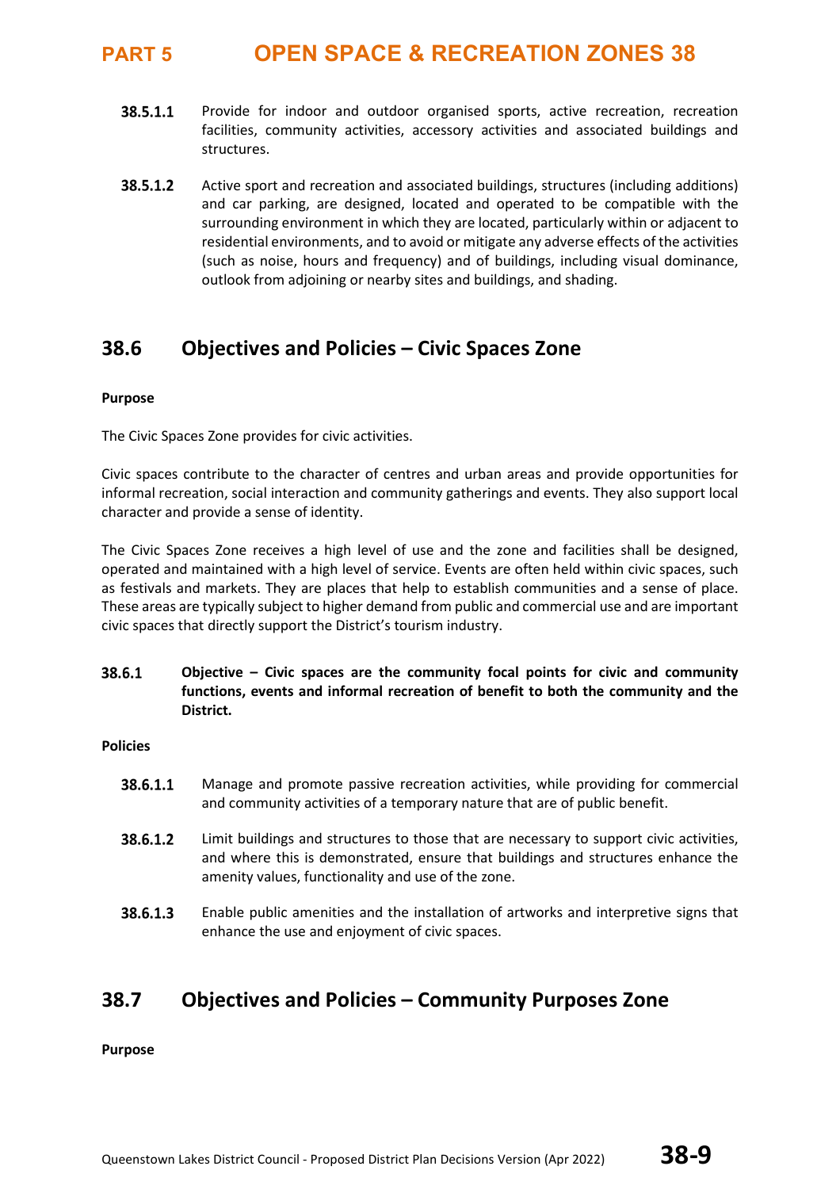**38.5.1.1** Provide for indoor and outdoor organised sports, active recreation, recreation facilities, community activities, accessory activities and associated buildings and structures.

**38.5.1.2** Active sport and recreation and associated buildings, structures (including additions) and car parking, are designed, located and operated to be compatible with the surrounding environment in which they are located, particularly within or adjacent to residential environments, and to avoid or mitigate any adverse effects of the activities (such as noise, hours and frequency) and of buildings, including visual dominance, outlook from adjoining or nearby sites and buildings, and shading.

## 38.6 Objectives and Policies – Civic Spaces Zone

**Purpose**

The Civic Spaces Zone provides for civic activities.

Civic spaces contribute to the character of centres and urban areas and provide opportunities for informal recreation, social interaction and community gatherings and events. They also support local character and provide a sense of identity.

The Civic Spaces Zone receives a high level of use and the zone and facilities shall be designed, operated and maintained with a high level of service. Events are often held within civic spaces, such as festivals and markets. They are places that help to establish communities and a sense of place. These areas are typically subject to higher demand from public and commercial use and are important civic spaces that directly support the District's tourism industry.

**38.6.1** **Objective – Civic spaces are the community focal points for civic and community functions, events and informal recreation of benefit to both the community and the District.**

**Policies**

**38.6.1.1** Manage and promote passive recreation activities, while providing for commercial and community activities of a temporary nature that are of public benefit.

**38.6.1.2** Limit buildings and structures to those that are necessary to support civic activities, and where this is demonstrated, ensure that buildings and structures enhance the amenity values, functionality and use of the zone.

**38.6.1.3** Enable public amenities and the installation of artworks and interpretive signs that enhance the use and enjoyment of civic spaces.

## 38.7 Objectives and Policies – Community Purposes Zone

**Purpose**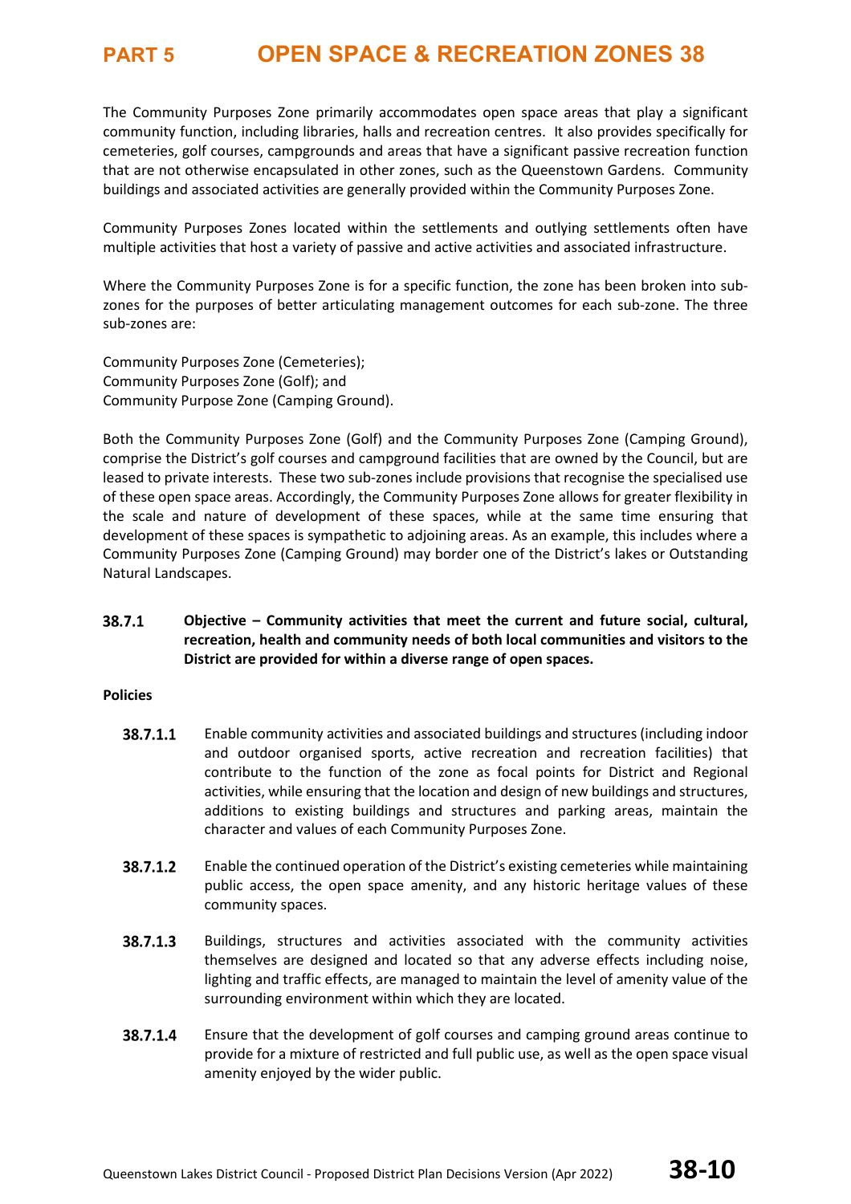The Community Purposes Zone primarily accommodates open space areas that play a significant community function, including libraries, halls and recreation centres. It also provides specifically for cemeteries, golf courses, campgrounds and areas that have a significant passive recreation function that are not otherwise encapsulated in other zones, such as the Queenstown Gardens. Community buildings and associated activities are generally provided within the Community Purposes Zone.

Community Purposes Zones located within the settlements and outlying settlements often have multiple activities that host a variety of passive and active activities and associated infrastructure.

Where the Community Purposes Zone is for a specific function, the zone has been broken into sub-zones for the purposes of better articulating management outcomes for each sub-zone. The three sub-zones are:

Community Purposes Zone (Cemeteries);
Community Purposes Zone (Golf); and
Community Purpose Zone (Camping Ground).

Both the Community Purposes Zone (Golf) and the Community Purposes Zone (Camping Ground), comprise the District's golf courses and campground facilities that are owned by the Council, but are leased to private interests. These two sub-zones include provisions that recognise the specialised use of these open space areas. Accordingly, the Community Purposes Zone allows for greater flexibility in the scale and nature of development of these spaces, while at the same time ensuring that development of these spaces is sympathetic to adjoining areas. As an example, this includes where a Community Purposes Zone (Camping Ground) may border one of the District's lakes or Outstanding Natural Landscapes.

**38.7.1 Objective – Community activities that meet the current and future social, cultural, recreation, health and community needs of both local communities and visitors to the District are provided for within a diverse range of open spaces.**

**Policies**

**38.7.1.1** Enable community activities and associated buildings and structures (including indoor and outdoor organised sports, active recreation and recreation facilities) that contribute to the function of the zone as focal points for District and Regional activities, while ensuring that the location and design of new buildings and structures, additions to existing buildings and structures and parking areas, maintain the character and values of each Community Purposes Zone.

**38.7.1.2** Enable the continued operation of the District's existing cemeteries while maintaining public access, the open space amenity, and any historic heritage values of these community spaces.

**38.7.1.3** Buildings, structures and activities associated with the community activities themselves are designed and located so that any adverse effects including noise, lighting and traffic effects, are managed to maintain the level of amenity value of the surrounding environment within which they are located.

**38.7.1.4** Ensure that the development of golf courses and camping ground areas continue to provide for a mixture of restricted and full public use, as well as the open space visual amenity enjoyed by the wider public.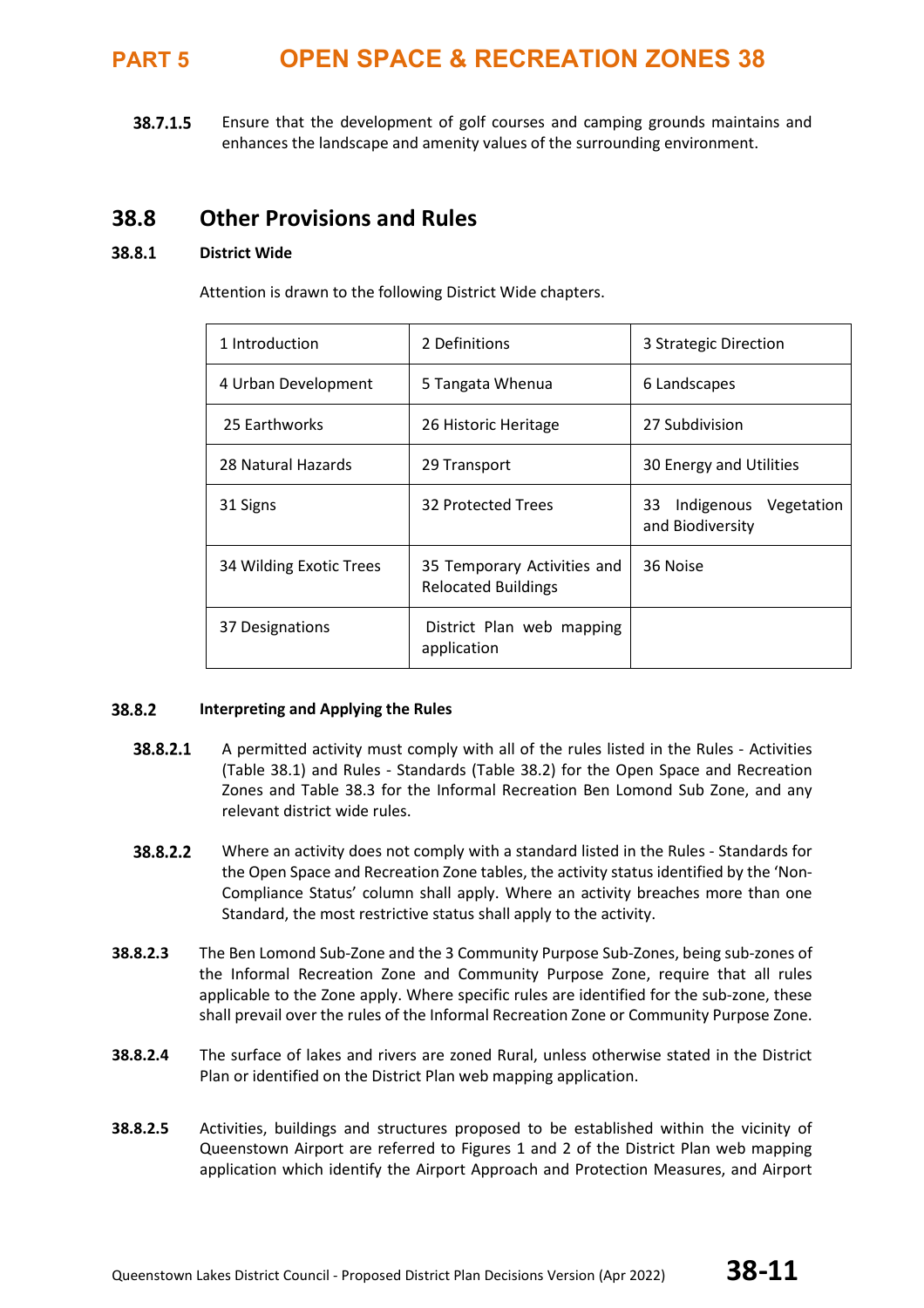**38.7.1.5** Ensure that the development of golf courses and camping grounds maintains and enhances the landscape and amenity values of the surrounding environment.

## 38.8 Other Provisions and Rules

### 38.8.1 District Wide

Attention is drawn to the following District Wide chapters.

| | | |
|---|---|---|
| 1 Introduction | 2 Definitions | 3 Strategic Direction |
| 4 Urban Development | 5 Tangata Whenua | 6 Landscapes |
| 25 Earthworks | 26 Historic Heritage | 27 Subdivision |
| 28 Natural Hazards | 29 Transport | 30 Energy and Utilities |
| 31 Signs | 32 Protected Trees | 33 Indigenous Vegetation and Biodiversity |
| 34 Wilding Exotic Trees | 35 Temporary Activities and Relocated Buildings | 36 Noise |
| 37 Designations | District Plan web mapping application | |

### 38.8.2 Interpreting and Applying the Rules

**38.8.2.1** A permitted activity must comply with all of the rules listed in the Rules - Activities (Table 38.1) and Rules - Standards (Table 38.2) for the Open Space and Recreation Zones and Table 38.3 for the Informal Recreation Ben Lomond Sub Zone, and any relevant district wide rules.

**38.8.2.2** Where an activity does not comply with a standard listed in the Rules - Standards for the Open Space and Recreation Zone tables, the activity status identified by the 'Non-Compliance Status' column shall apply. Where an activity breaches more than one Standard, the most restrictive status shall apply to the activity.

**38.8.2.3** The Ben Lomond Sub-Zone and the 3 Community Purpose Sub-Zones, being sub-zones of the Informal Recreation Zone and Community Purpose Zone, require that all rules applicable to the Zone apply. Where specific rules are identified for the sub-zone, these shall prevail over the rules of the Informal Recreation Zone or Community Purpose Zone.

**38.8.2.4** The surface of lakes and rivers are zoned Rural, unless otherwise stated in the District Plan or identified on the District Plan web mapping application.

**38.8.2.5** Activities, buildings and structures proposed to be established within the vicinity of Queenstown Airport are referred to Figures 1 and 2 of the District Plan web mapping application which identify the Airport Approach and Protection Measures, and Airport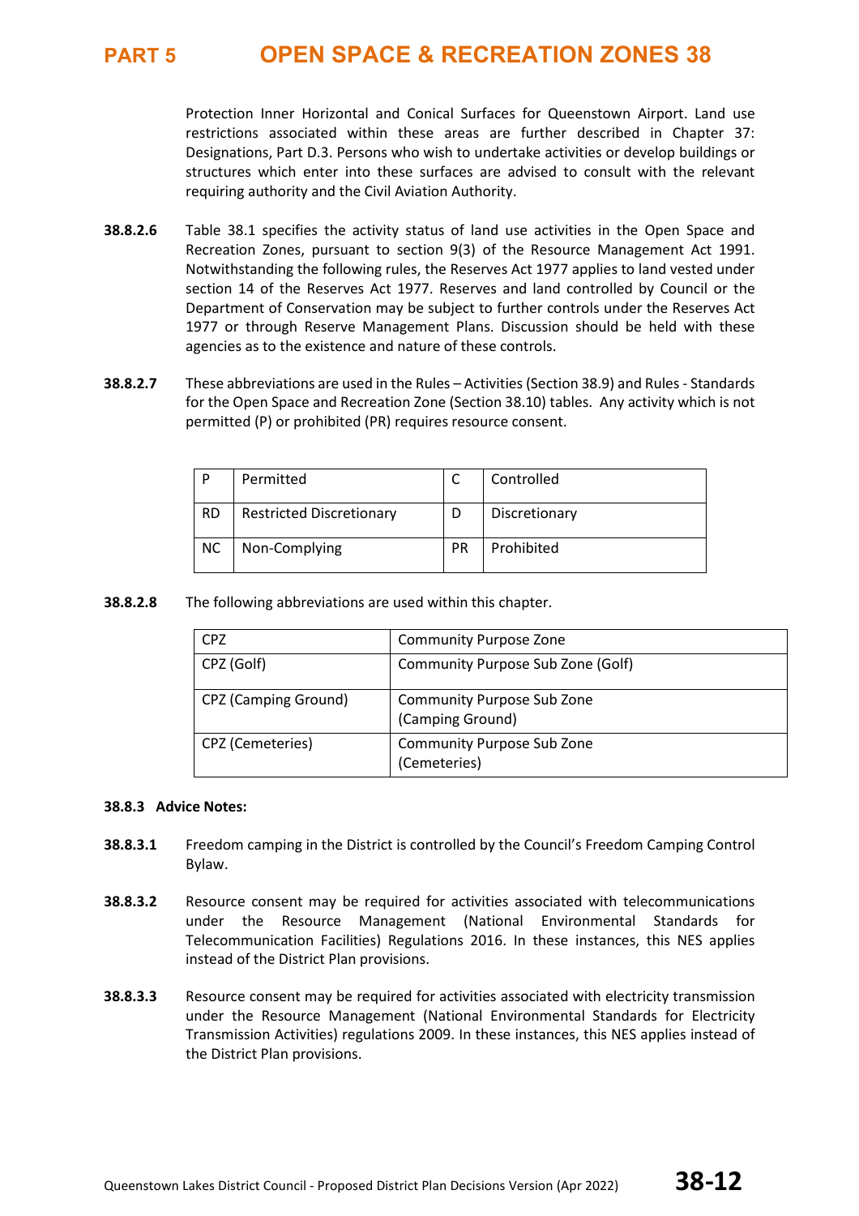Protection Inner Horizontal and Conical Surfaces for Queenstown Airport. Land use restrictions associated within these areas are further described in Chapter 37: Designations, Part D.3. Persons who wish to undertake activities or develop buildings or structures which enter into these surfaces are advised to consult with the relevant requiring authority and the Civil Aviation Authority.

**38.8.2.6** Table 38.1 specifies the activity status of land use activities in the Open Space and Recreation Zones, pursuant to section 9(3) of the Resource Management Act 1991. Notwithstanding the following rules, the Reserves Act 1977 applies to land vested under section 14 of the Reserves Act 1977. Reserves and land controlled by Council or the Department of Conservation may be subject to further controls under the Reserves Act 1977 or through Reserve Management Plans. Discussion should be held with these agencies as to the existence and nature of these controls.

**38.8.2.7** These abbreviations are used in the Rules – Activities (Section 38.9) and Rules - Standards for the Open Space and Recreation Zone (Section 38.10) tables. Any activity which is not permitted (P) or prohibited (PR) requires resource consent.

| P | Permitted | C | Controlled |
|---|---|---|---|
| RD | Restricted Discretionary | D | Discretionary |
| NC | Non-Complying | PR | Prohibited |

**38.8.2.8** The following abbreviations are used within this chapter.

| CPZ | Community Purpose Zone |
|---|---|
| CPZ (Golf) | Community Purpose Sub Zone (Golf) |
| CPZ (Camping Ground) | Community Purpose Sub Zone (Camping Ground) |
| CPZ (Cemeteries) | Community Purpose Sub Zone (Cemeteries) |

### 38.8.3 Advice Notes:

**38.8.3.1** Freedom camping in the District is controlled by the Council's Freedom Camping Control Bylaw.

**38.8.3.2** Resource consent may be required for activities associated with telecommunications under the Resource Management (National Environmental Standards for Telecommunication Facilities) Regulations 2016. In these instances, this NES applies instead of the District Plan provisions.

**38.8.3.3** Resource consent may be required for activities associated with electricity transmission under the Resource Management (National Environmental Standards for Electricity Transmission Activities) regulations 2009. In these instances, this NES applies instead of the District Plan provisions.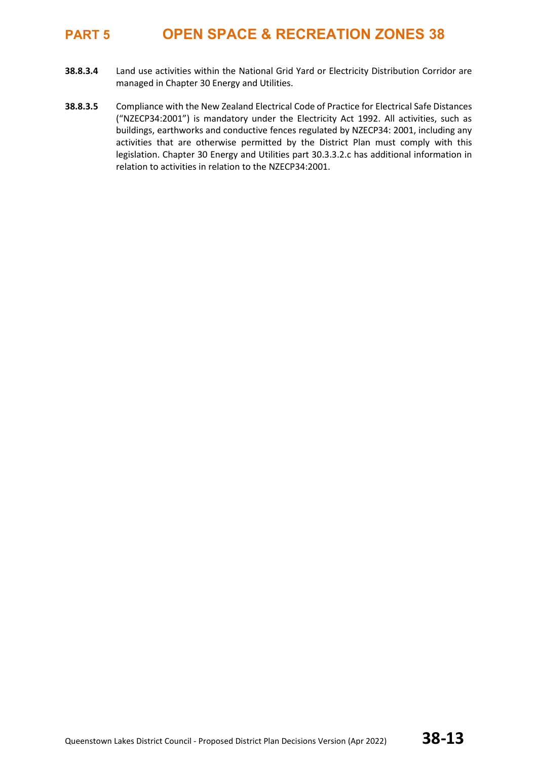**38.8.3.4** Land use activities within the National Grid Yard or Electricity Distribution Corridor are managed in Chapter 30 Energy and Utilities.

**38.8.3.5** Compliance with the New Zealand Electrical Code of Practice for Electrical Safe Distances ("NZECP34:2001") is mandatory under the Electricity Act 1992. All activities, such as buildings, earthworks and conductive fences regulated by NZECP34: 2001, including any activities that are otherwise permitted by the District Plan must comply with this legislation. Chapter 30 Energy and Utilities part 30.3.3.2.c has additional information in relation to activities in relation to the NZECP34:2001.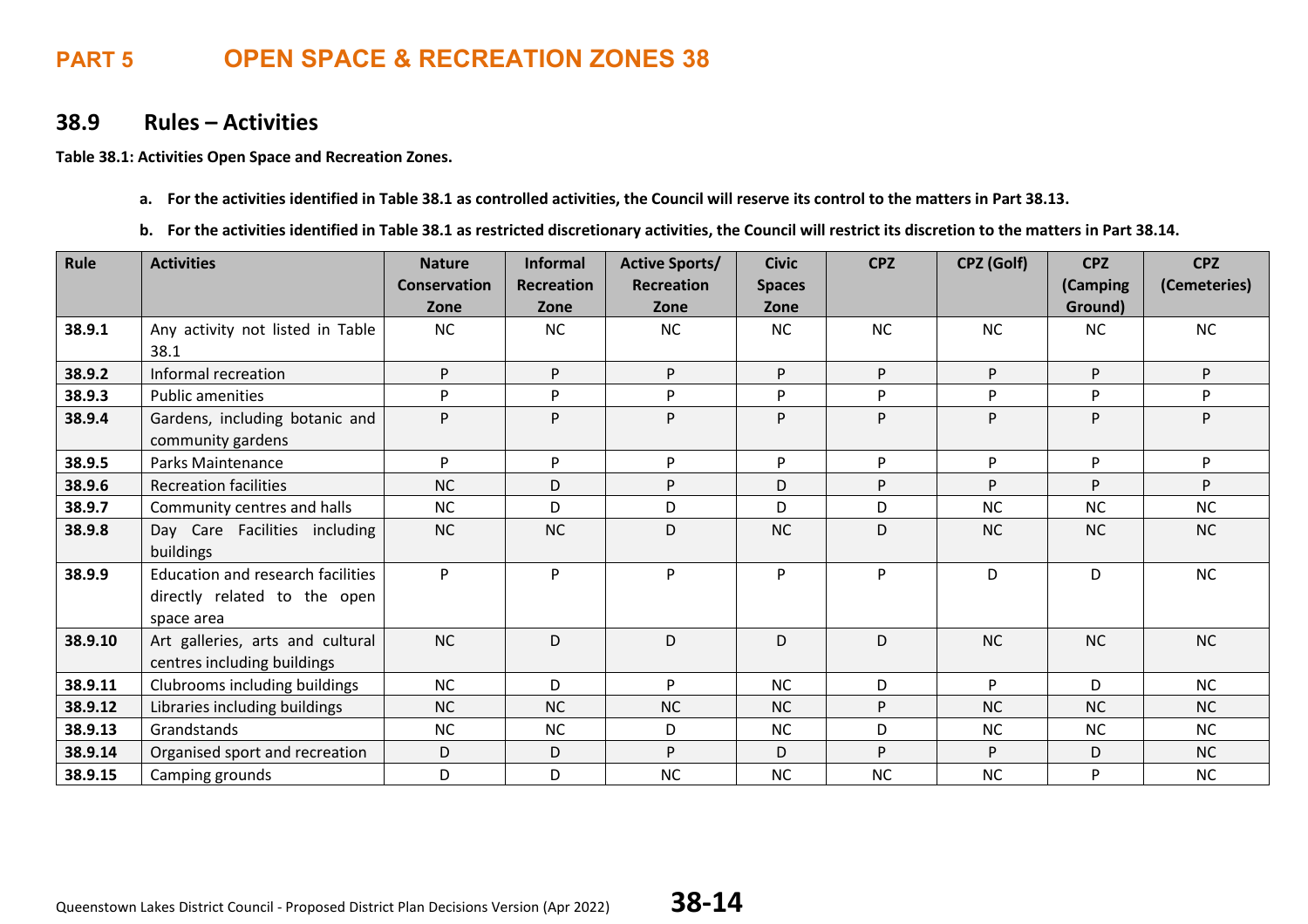# PART 5 OPEN SPACE & RECREATION ZONES 38

## 38.9 Rules – Activities

**Table 38.1: Activities Open Space and Recreation Zones.**

a. **For the activities identified in Table 38.1 as controlled activities, the Council will reserve its control to the matters in Part 38.13.**

b. **For the activities identified in Table 38.1 as restricted discretionary activities, the Council will restrict its discretion to the matters in Part 38.14.**

| Rule | Activities | Nature Conservation Zone | Informal Recreation Zone | Active Sports/ Recreation Zone | Civic Spaces Zone | CPZ | CPZ (Golf) | CPZ (Camping Ground) | CPZ (Cemeteries) |
|---|---|---|---|---|---|---|---|---|---|
| **38.9.1** | Any activity not listed in Table 38.1 | NC | NC | NC | NC | NC | NC | NC | NC |
| **38.9.2** | Informal recreation | P | P | P | P | P | P | P | P |
| **38.9.3** | Public amenities | P | P | P | P | P | P | P | P |
| **38.9.4** | Gardens, including botanic and community gardens | P | P | P | P | P | P | P | P |
| **38.9.5** | Parks Maintenance | P | P | P | P | P | P | P | P |
| **38.9.6** | Recreation facilities | NC | D | P | D | P | P | P | P |
| **38.9.7** | Community centres and halls | NC | D | D | D | D | NC | NC | NC |
| **38.9.8** | Day Care Facilities including buildings | NC | NC | D | NC | D | NC | NC | NC |
| **38.9.9** | Education and research facilities directly related to the open space area | P | P | P | P | P | D | D | NC |
| **38.9.10** | Art galleries, arts and cultural centres including buildings | NC | D | D | D | D | NC | NC | NC |
| **38.9.11** | Clubrooms including buildings | NC | D | P | NC | D | P | D | NC |
| **38.9.12** | Libraries including buildings | NC | NC | NC | NC | P | NC | NC | NC |
| **38.9.13** | Grandstands | NC | NC | D | NC | D | NC | NC | NC |
| **38.9.14** | Organised sport and recreation | D | D | P | D | P | P | D | NC |
| **38.9.15** | Camping grounds | D | D | NC | NC | NC | NC | P | NC |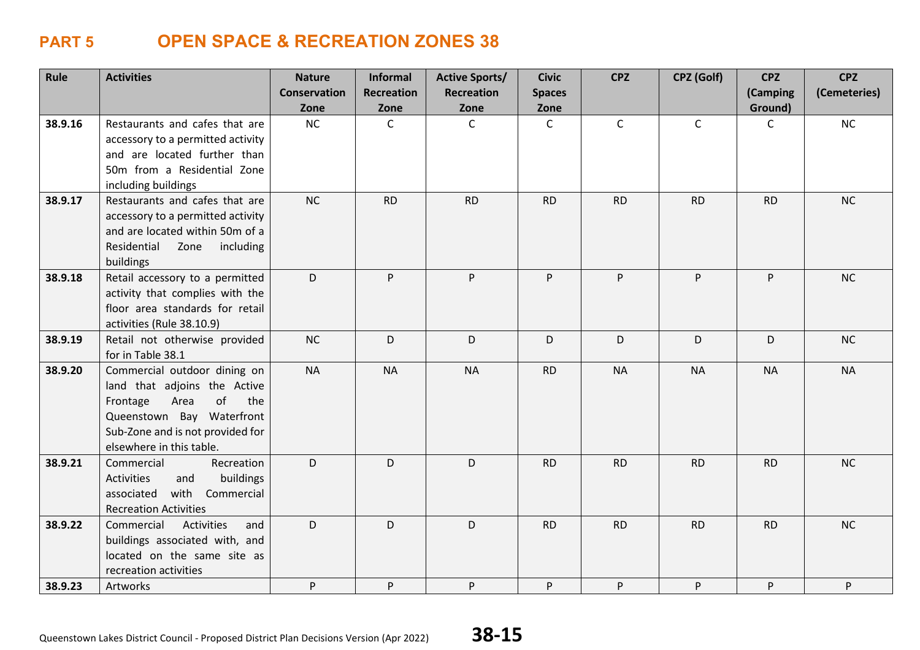## PART 5 OPEN SPACE & RECREATION ZONES 38

| Rule | Activities | Nature Conservation Zone | Informal Recreation Zone | Active Sports/ Recreation Zone | Civic Spaces Zone | CPZ | CPZ (Golf) | CPZ (Camping Ground) | CPZ (Cemeteries) |
|---|---|---|---|---|---|---|---|---|---|
| 38.9.16 | Restaurants and cafes that are accessory to a permitted activity and are located further than 50m from a Residential Zone including buildings | NC | C | C | C | C | C | C | NC |
| 38.9.17 | Restaurants and cafes that are accessory to a permitted activity and are located within 50m of a Residential Zone including buildings | NC | RD | RD | RD | RD | RD | RD | NC |
| 38.9.18 | Retail accessory to a permitted activity that complies with the floor area standards for retail activities (Rule 38.10.9) | D | P | P | P | P | P | P | NC |
| 38.9.19 | Retail not otherwise provided for in Table 38.1 | NC | D | D | D | D | D | D | NC |
| 38.9.20 | Commercial outdoor dining on land that adjoins the Active Frontage Area of the Queenstown Bay Waterfront Sub-Zone and is not provided for elsewhere in this table. | NA | NA | NA | RD | NA | NA | NA | NA |
| 38.9.21 | Commercial Recreation Activities and buildings associated with Commercial Recreation Activities | D | D | D | RD | RD | RD | RD | NC |
| 38.9.22 | Commercial Activities and buildings associated with, and located on the same site as recreation activities | D | D | D | RD | RD | RD | RD | NC |
| 38.9.23 | Artworks | P | P | P | P | P | P | P | P |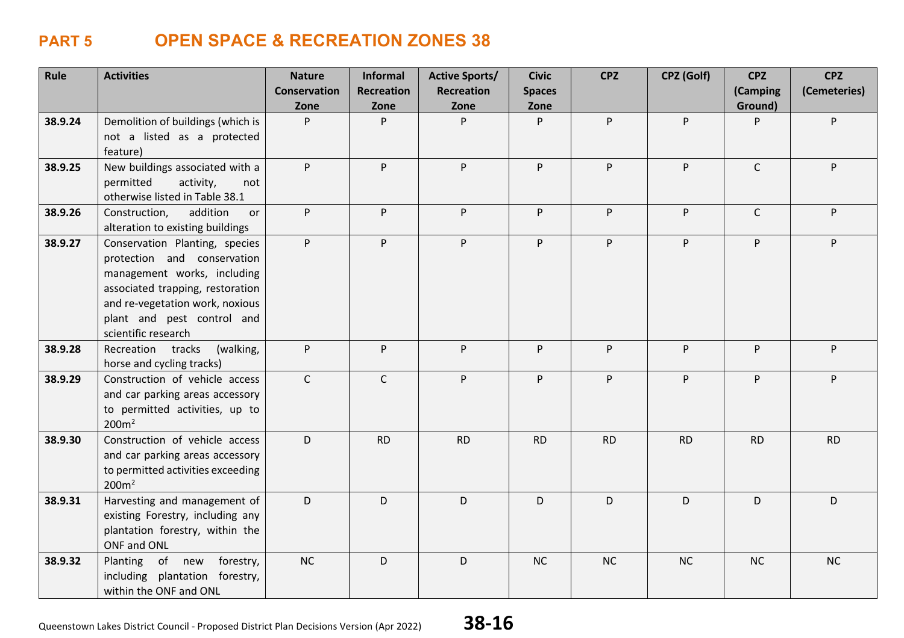# PART 5 OPEN SPACE & RECREATION ZONES 38

| Rule | Activities | Nature Conservation Zone | Informal Recreation Zone | Active Sports/ Recreation Zone | Civic Spaces Zone | CPZ | CPZ (Golf) | CPZ (Camping Ground) | CPZ (Cemeteries) |
|---|---|---|---|---|---|---|---|---|---|
| **38.9.24** | Demolition of buildings (which is not a listed as a protected feature) | P | P | P | P | P | P | P | P |
| **38.9.25** | New buildings associated with a permitted activity, not otherwise listed in Table 38.1 | P | P | P | P | P | P | C | P |
| **38.9.26** | Construction, addition or alteration to existing buildings | P | P | P | P | P | P | C | P |
| **38.9.27** | Conservation Planting, species protection and conservation management works, including associated trapping, restoration and re-vegetation work, noxious plant and pest control and scientific research | P | P | P | P | P | P | P | P |
| **38.9.28** | Recreation tracks (walking, horse and cycling tracks) | P | P | P | P | P | P | P | P |
| **38.9.29** | Construction of vehicle access and car parking areas accessory to permitted activities, up to $200m^2$ | C | C | P | P | P | P | P | P |
| **38.9.30** | Construction of vehicle access and car parking areas accessory to permitted activities exceeding $200m^2$ | D | RD | RD | RD | RD | RD | RD | RD |
| **38.9.31** | Harvesting and management of existing Forestry, including any plantation forestry, within the ONF and ONL | D | D | D | D | D | D | D | D |
| **38.9.32** | Planting of new forestry, including plantation forestry, within the ONF and ONL | NC | D | D | NC | NC | NC | NC | NC |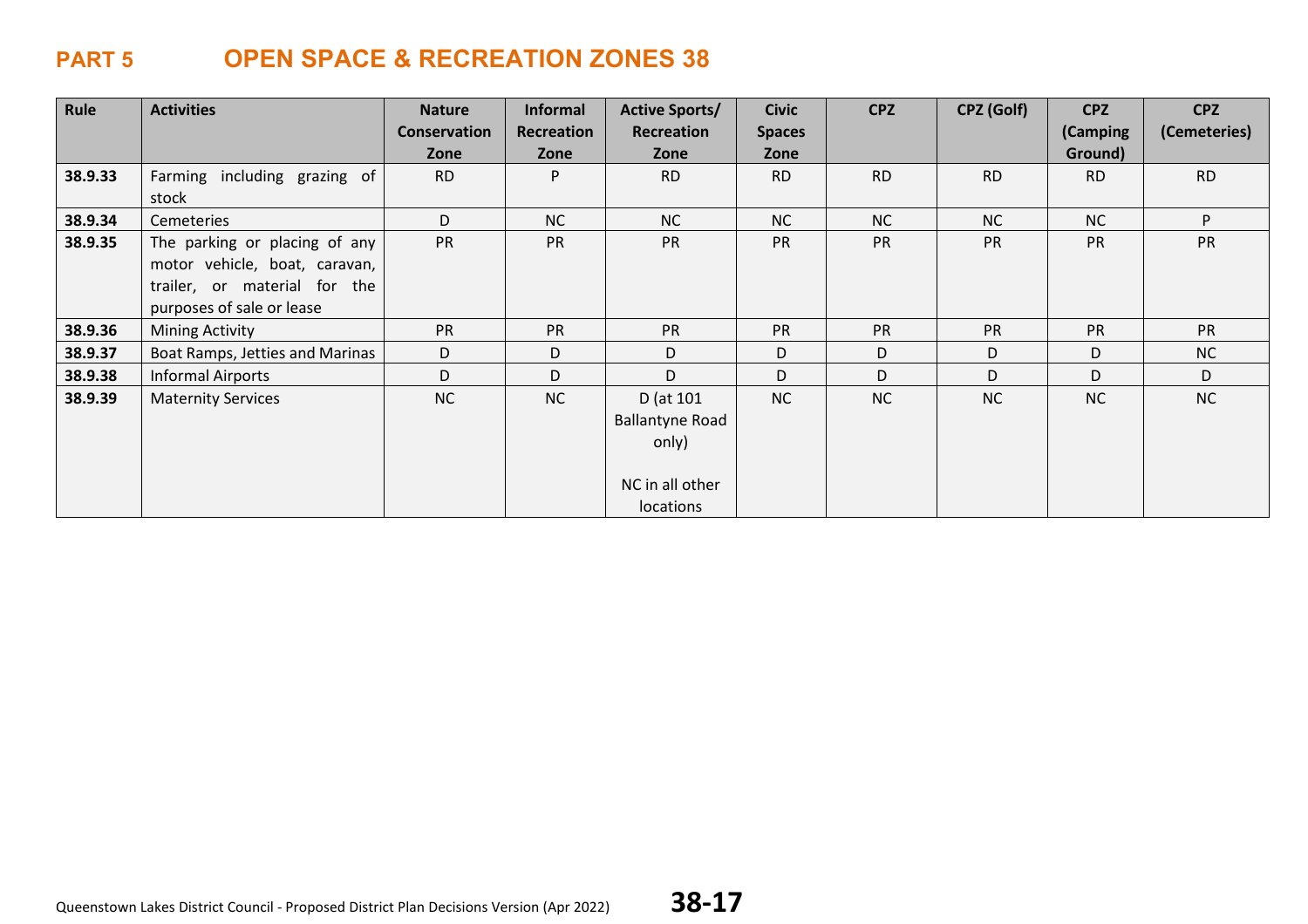## PART 5 OPEN SPACE & RECREATION ZONES 38

| Rule | Activities | Nature Conservation Zone | Informal Recreation Zone | Active Sports/ Recreation Zone | Civic Spaces Zone | CPZ | CPZ (Golf) | CPZ (Camping Ground) | CPZ (Cemeteries) |
|---|---|---|---|---|---|---|---|---|---|
| **38.9.33** | Farming including grazing of stock | RD | P | RD | RD | RD | RD | RD | RD |
| **38.9.34** | Cemeteries | D | NC | NC | NC | NC | NC | NC | P |
| **38.9.35** | The parking or placing of any motor vehicle, boat, caravan, trailer, or material for the purposes of sale or lease | PR | PR | PR | PR | PR | PR | PR | PR |
| **38.9.36** | Mining Activity | PR | PR | PR | PR | PR | PR | PR | PR |
| **38.9.37** | Boat Ramps, Jetties and Marinas | D | D | D | D | D | D | D | NC |
| **38.9.38** | Informal Airports | D | D | D | D | D | D | D | D |
| **38.9.39** | Maternity Services | NC | NC | D (at 101 Ballantyne Road only)<br><br>NC in all other locations | NC | NC | NC | NC | NC |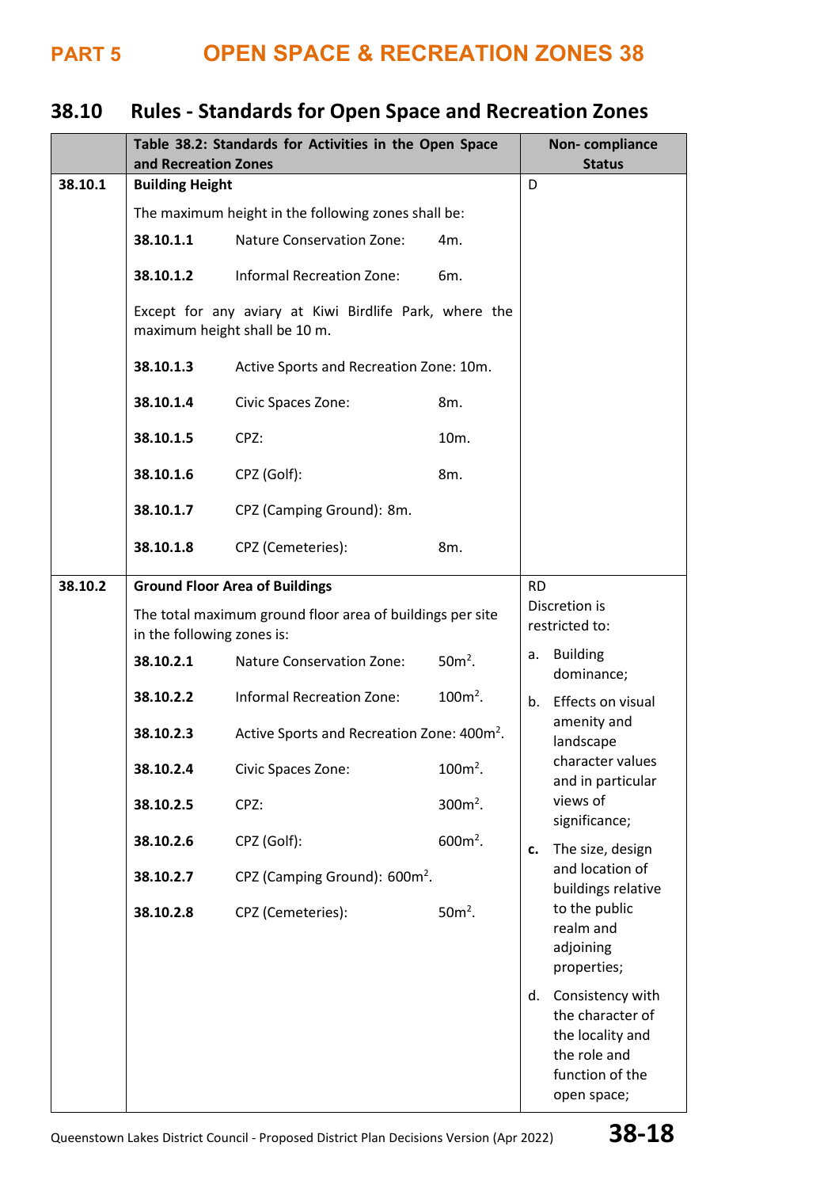## 38.10 Rules - Standards for Open Space and Recreation Zones

| | Table 38.2: Standards for Activities in the Open Space and Recreation Zones | Non- compliance Status |
|---|---|---|
| 38.10.1 | **Building Height**<br><br>The maximum height in the following zones shall be:<br><br>**38.10.1.1** Nature Conservation Zone: 4m.<br><br>**38.10.1.2** Informal Recreation Zone: 6m.<br><br>Except for any aviary at Kiwi Birdlife Park, where the maximum height shall be 10 m.<br><br>**38.10.1.3** Active Sports and Recreation Zone: 10m.<br><br>**38.10.1.4** Civic Spaces Zone: 8m.<br><br>**38.10.1.5** CPZ: 10m.<br><br>**38.10.1.6** CPZ (Golf): 8m.<br><br>**38.10.1.7** CPZ (Camping Ground): 8m.<br><br>**38.10.1.8** CPZ (Cemeteries): 8m. | D |
| 38.10.2 | **Ground Floor Area of Buildings**<br><br>The total maximum ground floor area of buildings per site in the following zones is:<br><br>**38.10.2.1** Nature Conservation Zone: 50m².<br><br>**38.10.2.2** Informal Recreation Zone: 100m².<br><br>**38.10.2.3** Active Sports and Recreation Zone: 400m².<br><br>**38.10.2.4** Civic Spaces Zone: 100m².<br><br>**38.10.2.5** CPZ: 300m².<br><br>**38.10.2.6** CPZ (Golf): 600m².<br><br>**38.10.2.7** CPZ (Camping Ground): 600m².<br><br>**38.10.2.8** CPZ (Cemeteries): 50m². | RD<br><br>Discretion is restricted to:<br><br>a. Building dominance;<br><br>b. Effects on visual amenity and landscape character values and in particular views of significance;<br><br>**c.** The size, design and location of buildings relative to the public realm and adjoining properties;<br><br>d. Consistency with the character of the locality and the role and function of the open space; |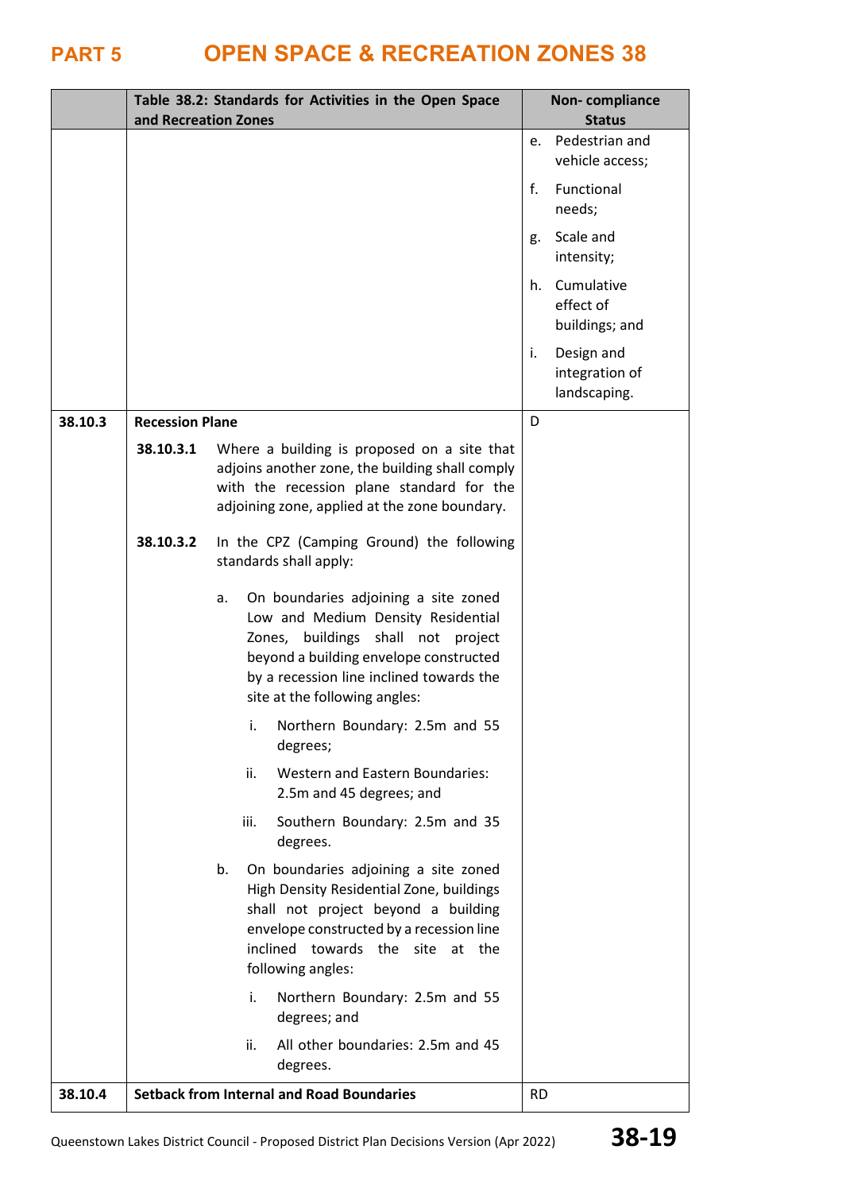# PART 5 OPEN SPACE & RECREATION ZONES 38

| | Table 38.2: Standards for Activities in the Open Space and Recreation Zones | Non- compliance Status |
|---|---|---|
| | | e. Pedestrian and vehicle access;<br><br>f. Functional needs;<br><br>g. Scale and intensity;<br><br>h. Cumulative effect of buildings; and<br><br>i. Design and integration of landscaping. |
| 38.10.3 | **Recession Plane**<br><br>**38.10.3.1** Where a building is proposed on a site that adjoins another zone, the building shall comply with the recession plane standard for the adjoining zone, applied at the zone boundary.<br><br>**38.10.3.2** In the CPZ (Camping Ground) the following standards shall apply:<br><br>a. On boundaries adjoining a site zoned Low and Medium Density Residential Zones, buildings shall not project beyond a building envelope constructed by a recession line inclined towards the site at the following angles:<br><br>i. Northern Boundary: 2.5m and 55 degrees;<br><br>ii. Western and Eastern Boundaries: 2.5m and 45 degrees; and<br><br>iii. Southern Boundary: 2.5m and 35 degrees.<br><br>b. On boundaries adjoining a site zoned High Density Residential Zone, buildings shall not project beyond a building envelope constructed by a recession line inclined towards the site at the following angles:<br><br>i. Northern Boundary: 2.5m and 55 degrees; and<br><br>ii. All other boundaries: 2.5m and 45 degrees. | D |
| 38.10.4 | **Setback from Internal and Road Boundaries** | RD |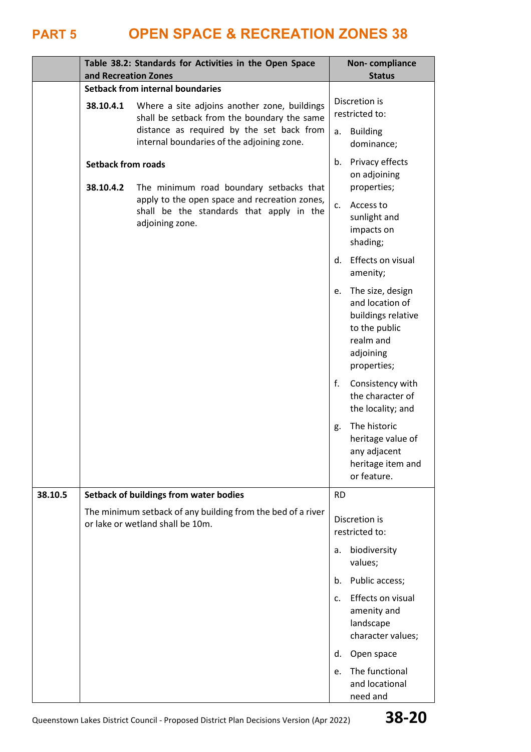# PART 5 OPEN SPACE & RECREATION ZONES 38

| | Table 38.2: Standards for Activities in the Open Space and Recreation Zones | Non- compliance Status |
|---|---|---|
| | **Setback from internal boundaries**<br><br>**38.10.4.1** Where a site adjoins another zone, buildings shall be setback from the boundary the same distance as required by the set back from internal boundaries of the adjoining zone.<br><br>**Setback from roads**<br><br>**38.10.4.2** The minimum road boundary setbacks that apply to the open space and recreation zones, shall be the standards that apply in the adjoining zone. | Discretion is restricted to:<br><br>a. Building dominance;<br><br>b. Privacy effects on adjoining properties;<br><br>c. Access to sunlight and impacts on shading;<br><br>d. Effects on visual amenity;<br><br>e. The size, design and location of buildings relative to the public realm and adjoining properties;<br><br>f. Consistency with the character of the locality; and<br><br>g. The historic heritage value of any adjacent heritage item and or feature. |
| 38.10.5 | **Setback of buildings from water bodies**<br><br>The minimum setback of any building from the bed of a river or lake or wetland shall be 10m. | RD<br><br>Discretion is restricted to:<br><br>a. biodiversity values;<br><br>b. Public access;<br><br>c. Effects on visual amenity and landscape character values;<br><br>d. Open space<br><br>e. The functional and locational need and |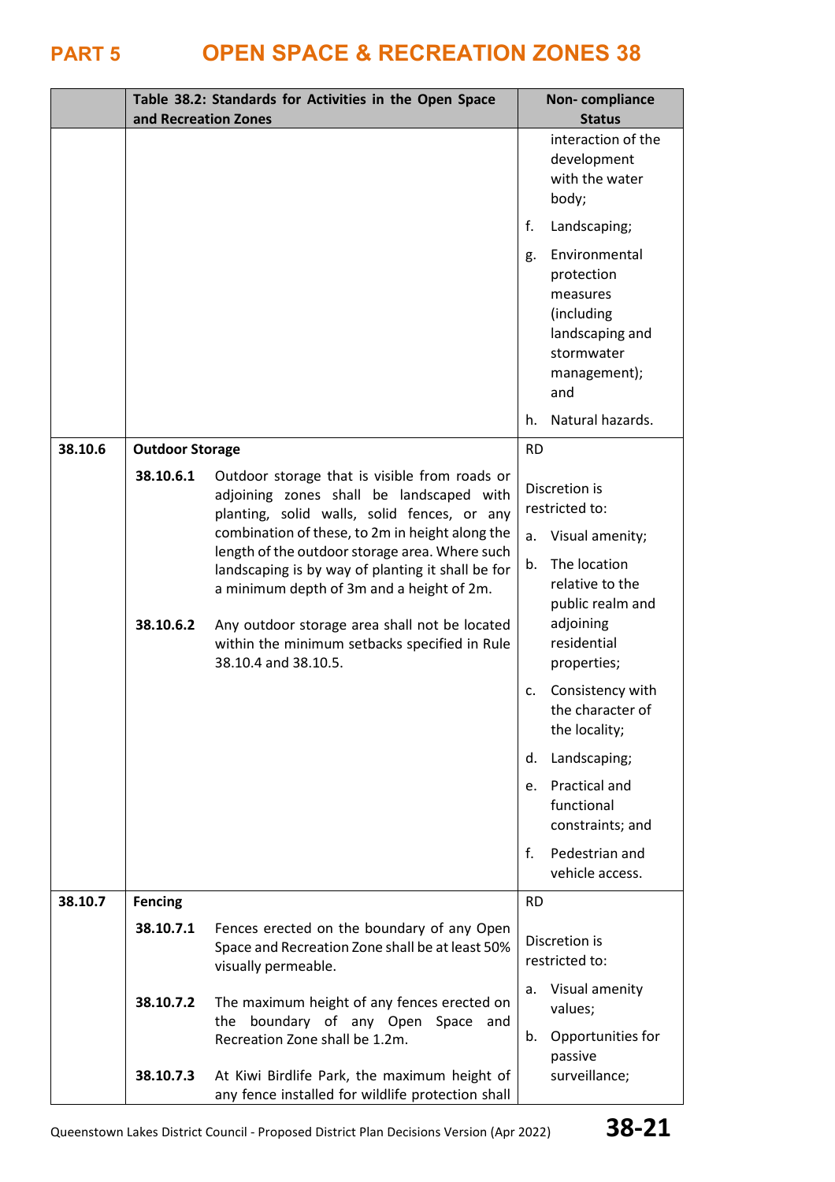| | Table 38.2: Standards for Activities in the Open Space and Recreation Zones | Non- compliance Status |
|---|---|---|
| | | interaction of the development with the water body;<br>f. Landscaping;<br>g. Environmental protection measures (including landscaping and stormwater management); and<br>h. Natural hazards. |
| 38.10.6 | **Outdoor Storage**<br>**38.10.6.1** Outdoor storage that is visible from roads or adjoining zones shall be landscaped with planting, solid walls, solid fences, or any combination of these, to 2m in height along the length of the outdoor storage area. Where such landscaping is by way of planting it shall be for a minimum depth of 3m and a height of 2m.<br>**38.10.6.2** Any outdoor storage area shall not be located within the minimum setbacks specified in Rule 38.10.4 and 38.10.5. | RD<br>Discretion is restricted to:<br>a. Visual amenity;<br>b. The location relative to the public realm and adjoining residential properties;<br>c. Consistency with the character of the locality;<br>d. Landscaping;<br>e. Practical and functional constraints; and<br>f. Pedestrian and vehicle access. |
| 38.10.7 | **Fencing**<br>**38.10.7.1** Fences erected on the boundary of any Open Space and Recreation Zone shall be at least 50% visually permeable.<br>**38.10.7.2** The maximum height of any fences erected on the boundary of any Open Space and Recreation Zone shall be 1.2m.<br>**38.10.7.3** At Kiwi Birdlife Park, the maximum height of any fence installed for wildlife protection shall | RD<br>Discretion is restricted to:<br>a. Visual amenity values;<br>b. Opportunities for passive surveillance; |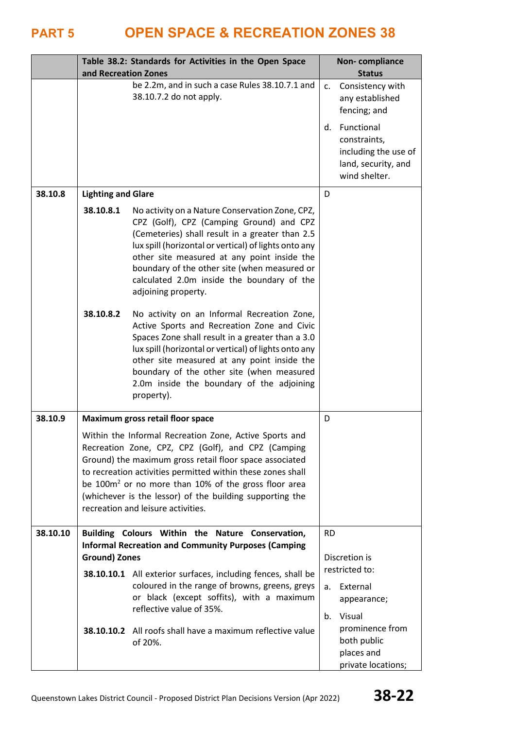| | Table 38.2: Standards for Activities in the Open Space and Recreation Zones | Non- compliance Status |
|---|---|---|
| | be 2.2m, and in such a case Rules 38.10.7.1 and 38.10.7.2 do not apply. | c. Consistency with any established fencing; and<br>d. Functional constraints, including the use of land, security, and wind shelter. |
| 38.10.8 | **Lighting and Glare**<br>**38.10.8.1** No activity on a Nature Conservation Zone, CPZ, CPZ (Golf), CPZ (Camping Ground) and CPZ (Cemeteries) shall result in a greater than 2.5 lux spill (horizontal or vertical) of lights onto any other site measured at any point inside the boundary of the other site (when measured or calculated 2.0m inside the boundary of the adjoining property.<br>**38.10.8.2** No activity on an Informal Recreation Zone, Active Sports and Recreation Zone and Civic Spaces Zone shall result in a greater than a 3.0 lux spill (horizontal or vertical) of lights onto any other site measured at any point inside the boundary of the other site (when measured 2.0m inside the boundary of the adjoining property). | D |
| 38.10.9 | **Maximum gross retail floor space**<br>Within the Informal Recreation Zone, Active Sports and Recreation Zone, CPZ, CPZ (Golf), and CPZ (Camping Ground) the maximum gross retail floor space associated to recreation activities permitted within these zones shall be 100m$^2$ or no more than 10% of the gross floor area (whichever is the lessor) of the building supporting the recreation and leisure activities. | D |
| 38.10.10 | **Building Colours Within the Nature Conservation, Informal Recreation and Community Purposes (Camping Ground) Zones**<br>**38.10.10.1** All exterior surfaces, including fences, shall be coloured in the range of browns, greens, greys or black (except soffits), with a maximum reflective value of 35%.<br>**38.10.10.2** All roofs shall have a maximum reflective value of 20%. | RD<br>Discretion is restricted to:<br>a. External appearance;<br>b. Visual prominence from both public places and private locations; |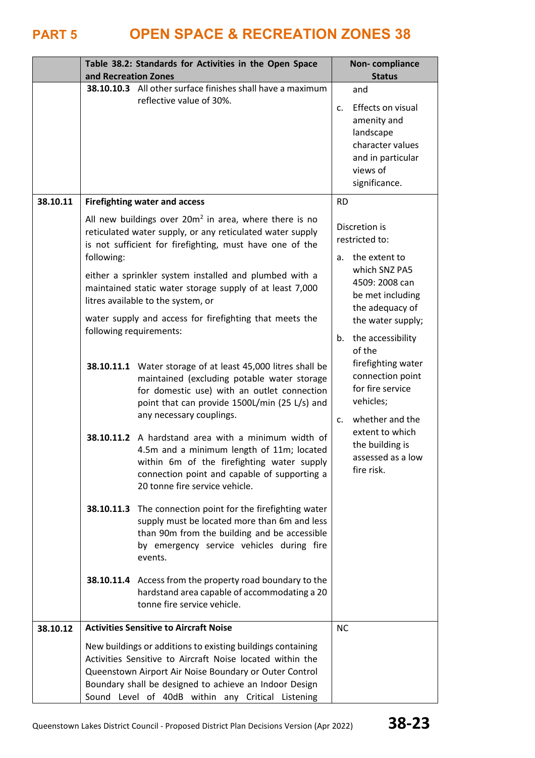# PART 5 OPEN SPACE & RECREATION ZONES 38

| | Table 38.2: Standards for Activities in the Open Space and Recreation Zones | Non- compliance Status |
|---|---|---|
| | **38.10.10.3** All other surface finishes shall have a maximum reflective value of 30%. | and<br><br>c. Effects on visual amenity and landscape character values and in particular views of significance. |
| **38.10.11** | **Firefighting water and access**<br><br>All new buildings over $20m^2$ in area, where there is no reticulated water supply, or any reticulated water supply is not sufficient for firefighting, must have one of the following:<br><br>either a sprinkler system installed and plumbed with a maintained static water storage supply of at least 7,000 litres available to the system, or<br><br>water supply and access for firefighting that meets the following requirements:<br><br>**38.10.11.1** Water storage of at least 45,000 litres shall be maintained (excluding potable water storage for domestic use) with an outlet connection point that can provide 1500L/min (25 L/s) and any necessary couplings.<br><br>**38.10.11.2** A hardstand area with a minimum width of 4.5m and a minimum length of 11m; located within 6m of the firefighting water supply connection point and capable of supporting a 20 tonne fire service vehicle.<br><br>**38.10.11.3** The connection point for the firefighting water supply must be located more than 6m and less than 90m from the building and be accessible by emergency service vehicles during fire events.<br><br>**38.10.11.4** Access from the property road boundary to the hardstand area capable of accommodating a 20 tonne fire service vehicle. | RD<br><br>Discretion is restricted to:<br><br>a. the extent to which SNZ PA5 4509: 2008 can be met including the adequacy of the water supply;<br><br>b. the accessibility of the firefighting water connection point for fire service vehicles;<br><br>c. whether and the extent to which the building is assessed as a low fire risk. |
| **38.10.12** | **Activities Sensitive to Aircraft Noise**<br><br>New buildings or additions to existing buildings containing Activities Sensitive to Aircraft Noise located within the Queenstown Airport Air Noise Boundary or Outer Control Boundary shall be designed to achieve an Indoor Design Sound Level of 40dB within any Critical Listening | NC |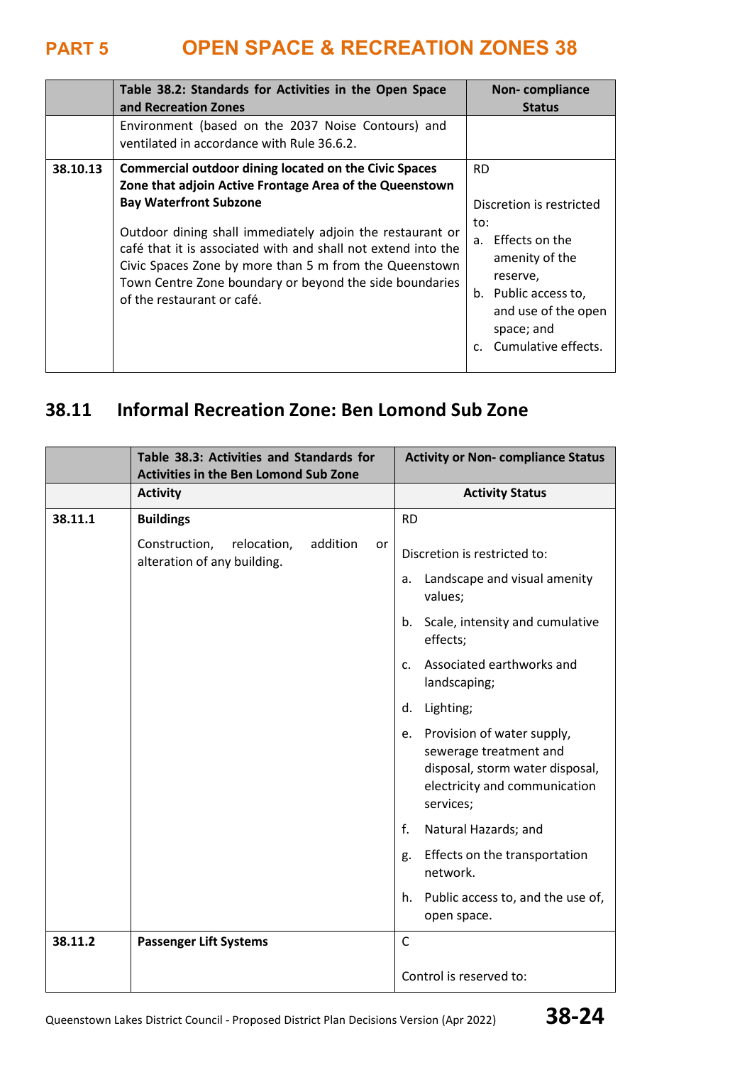| | Table 38.2: Standards for Activities in the Open Space and Recreation Zones | Non- compliance Status |
|---|---|---|
| | Environment (based on the 2037 Noise Contours) and ventilated in accordance with Rule 36.6.2. | |
| 38.10.13 | **Commercial outdoor dining located on the Civic Spaces Zone that adjoin Active Frontage Area of the Queenstown Bay Waterfront Subzone**<br><br>Outdoor dining shall immediately adjoin the restaurant or café that it is associated with and shall not extend into the Civic Spaces Zone by more than 5 m from the Queenstown Town Centre Zone boundary or beyond the side boundaries of the restaurant or café. | RD<br><br>Discretion is restricted to:<br>a. Effects on the amenity of the reserve,<br>b. Public access to, and use of the open space; and<br>c. Cumulative effects. |

## 38.11 Informal Recreation Zone: Ben Lomond Sub Zone

| | Table 38.3: Activities and Standards for Activities in the Ben Lomond Sub Zone | Activity or Non- compliance Status |
|---|---|---|
| | **Activity** | **Activity Status** |
| 38.11.1 | **Buildings**<br><br>Construction, relocation, addition or alteration of any building. | RD<br><br>Discretion is restricted to:<br>a. Landscape and visual amenity values;<br>b. Scale, intensity and cumulative effects;<br>c. Associated earthworks and landscaping;<br>d. Lighting;<br>e. Provision of water supply, sewerage treatment and disposal, storm water disposal, electricity and communication services;<br>f. Natural Hazards; and<br>g. Effects on the transportation network.<br>h. Public access to, and the use of, open space. |
| 38.11.2 | **Passenger Lift Systems** | C<br><br>Control is reserved to: |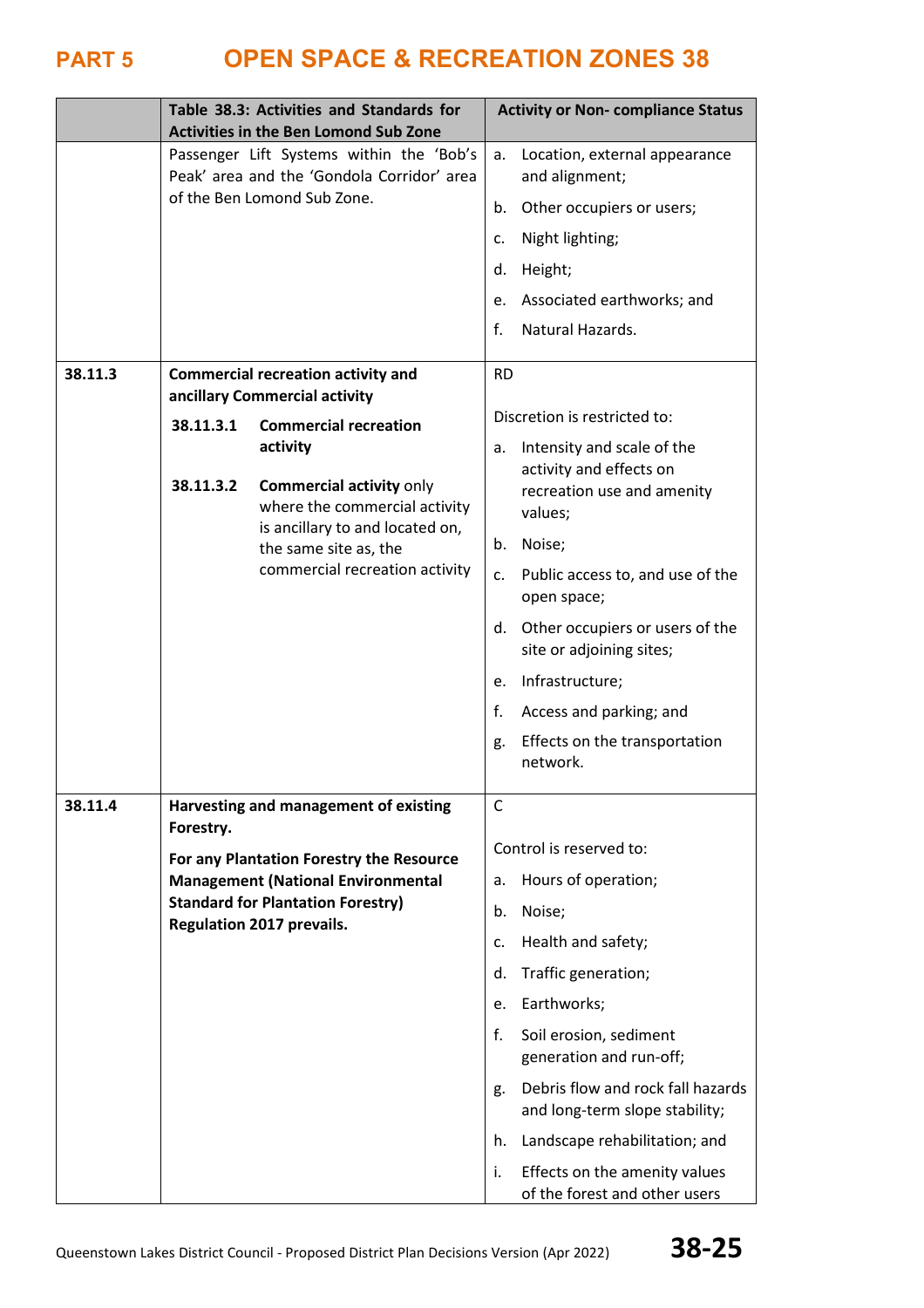| | Table 38.3: Activities and Standards for Activities in the Ben Lomond Sub Zone | Activity or Non- compliance Status |
|---|---|---|
| | Passenger Lift Systems within the 'Bob's Peak' area and the 'Gondola Corridor' area of the Ben Lomond Sub Zone. | a. Location, external appearance and alignment;<br>b. Other occupiers or users;<br>c. Night lighting;<br>d. Height;<br>e. Associated earthworks; and<br>f. Natural Hazards. |
| **38.11.3** | **Commercial recreation activity and ancillary Commercial activity**<br>**38.11.3.1** **Commercial recreation activity**<br>**38.11.3.2** **Commercial activity** only where the commercial activity is ancillary to and located on, the same site as, the commercial recreation activity | RD<br>Discretion is restricted to:<br>a. Intensity and scale of the activity and effects on recreation use and amenity values;<br>b. Noise;<br>c. Public access to, and use of the open space;<br>d. Other occupiers or users of the site or adjoining sites;<br>e. Infrastructure;<br>f. Access and parking; and<br>g. Effects on the transportation network. |
| **38.11.4** | **Harvesting and management of existing Forestry.**<br>**For any Plantation Forestry the Resource Management (National Environmental Standard for Plantation Forestry) Regulation 2017 prevails.** | C<br>Control is reserved to:<br>a. Hours of operation;<br>b. Noise;<br>c. Health and safety;<br>d. Traffic generation;<br>e. Earthworks;<br>f. Soil erosion, sediment generation and run-off;<br>g. Debris flow and rock fall hazards and long-term slope stability;<br>h. Landscape rehabilitation; and<br>i. Effects on the amenity values of the forest and other users |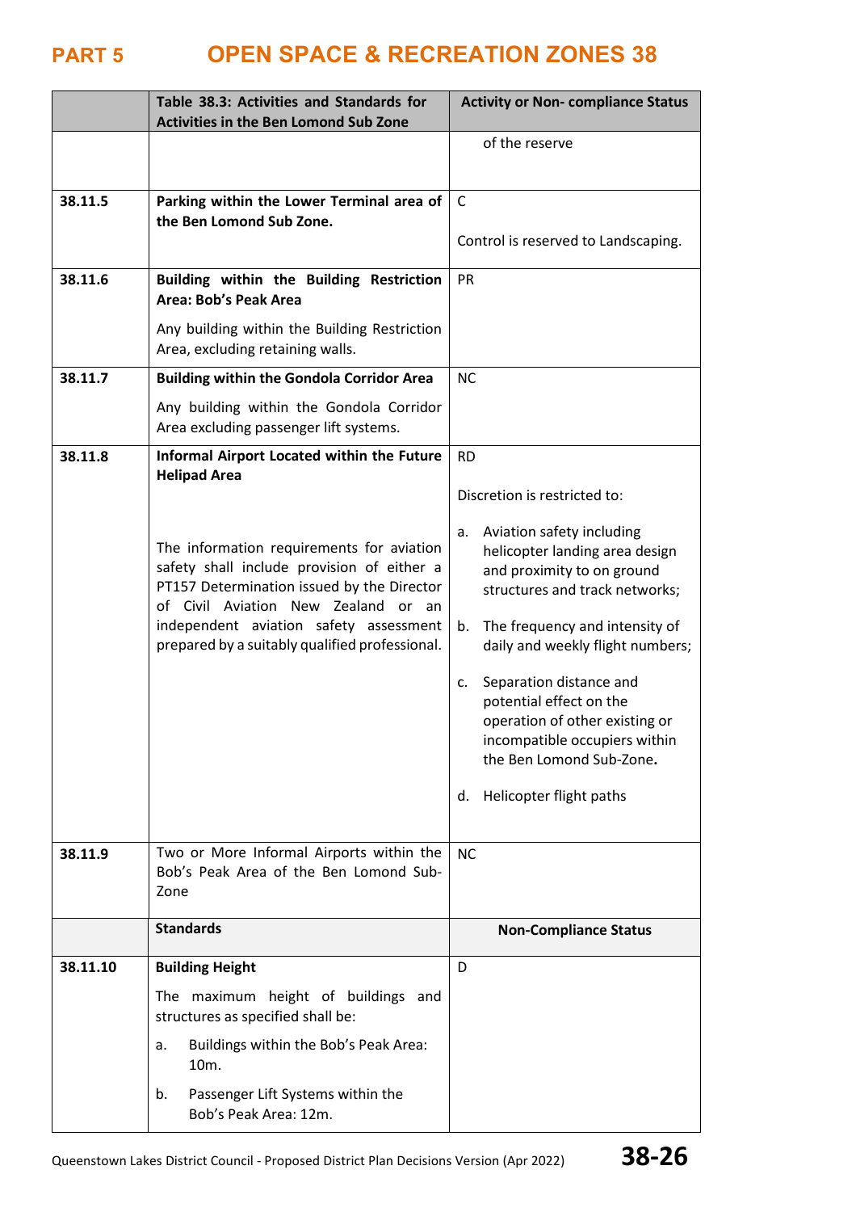| | Table 38.3: Activities and Standards for Activities in the Ben Lomond Sub Zone | Activity or Non- compliance Status |
|---|---|---|
| | | of the reserve |
| 38.11.5 | **Parking within the Lower Terminal area of the Ben Lomond Sub Zone.** | C<br><br>Control is reserved to Landscaping. |
| 38.11.6 | **Building within the Building Restriction Area: Bob's Peak Area**<br><br>Any building within the Building Restriction Area, excluding retaining walls. | PR |
| 38.11.7 | **Building within the Gondola Corridor Area**<br><br>Any building within the Gondola Corridor Area excluding passenger lift systems. | NC |
| 38.11.8 | **Informal Airport Located within the Future Helipad Area**<br><br>The information requirements for aviation safety shall include provision of either a PT157 Determination issued by the Director of Civil Aviation New Zealand or an independent aviation safety assessment prepared by a suitably qualified professional. | RD<br><br>Discretion is restricted to:<br><br>a. Aviation safety including helicopter landing area design and proximity to on ground structures and track networks;<br><br>b. The frequency and intensity of daily and weekly flight numbers;<br><br>c. Separation distance and potential effect on the operation of other existing or incompatible occupiers within the Ben Lomond Sub-Zone.<br><br>d. Helicopter flight paths |
| 38.11.9 | Two or More Informal Airports within the Bob's Peak Area of the Ben Lomond Sub-Zone | NC |
| | **Standards** | **Non-Compliance Status** |
| 38.11.10 | **Building Height**<br><br>The maximum height of buildings and structures as specified shall be:<br><br>a. Buildings within the Bob's Peak Area: 10m.<br><br>b. Passenger Lift Systems within the Bob's Peak Area: 12m. | D |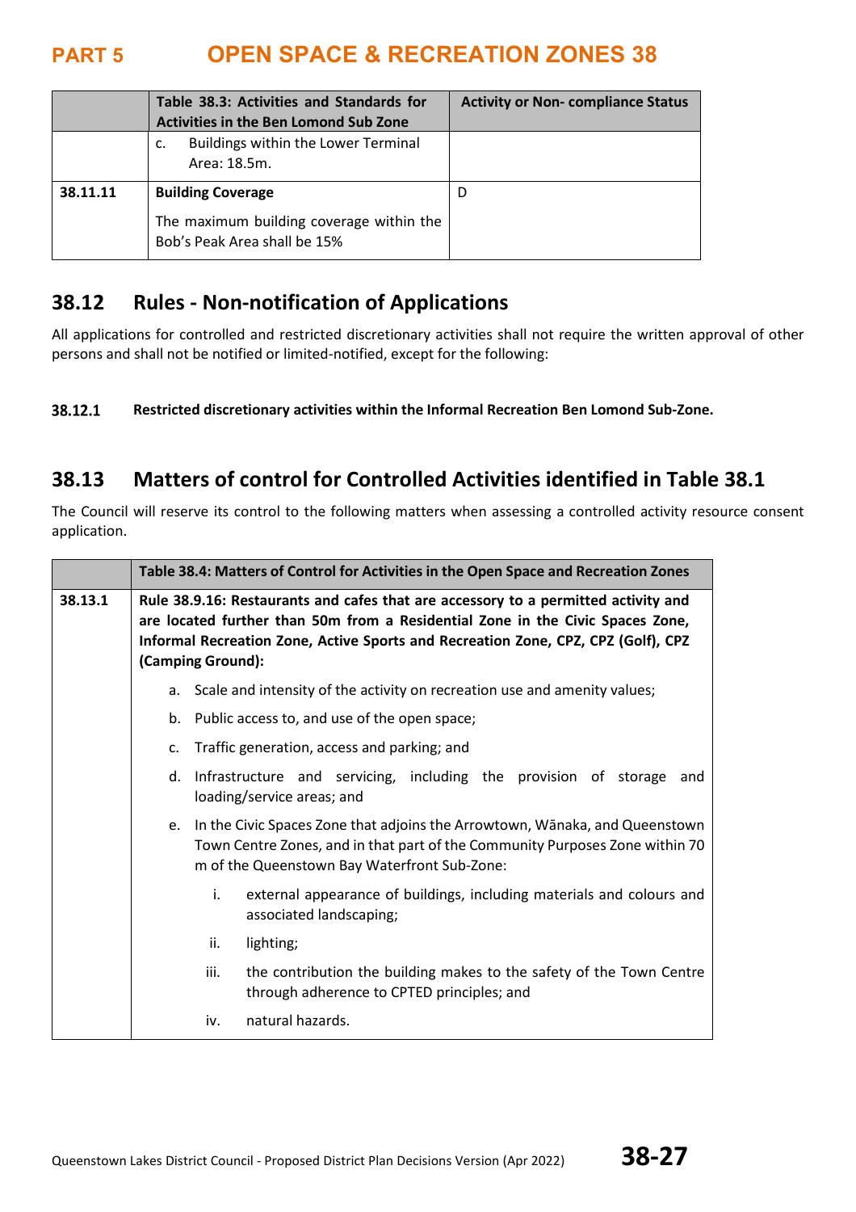| | Table 38.3: Activities and Standards for Activities in the Ben Lomond Sub Zone | Activity or Non- compliance Status |
|---|---|---|
| | c. Buildings within the Lower Terminal Area: 18.5m. | |
| 38.11.11 | **Building Coverage**<br>The maximum building coverage within the Bob's Peak Area shall be 15% | D |

## 38.12 Rules - Non-notification of Applications

All applications for controlled and restricted discretionary activities shall not require the written approval of other persons and shall not be notified or limited-notified, except for the following:

**38.12.1** **Restricted discretionary activities within the Informal Recreation Ben Lomond Sub-Zone.**

## 38.13 Matters of control for Controlled Activities identified in Table 38.1

The Council will reserve its control to the following matters when assessing a controlled activity resource consent application.

| | Table 38.4: Matters of Control for Activities in the Open Space and Recreation Zones |
|---|---|
| 38.13.1 | **Rule 38.9.16: Restaurants and cafes that are accessory to a permitted activity and are located further than 50m from a Residential Zone in the Civic Spaces Zone, Informal Recreation Zone, Active Sports and Recreation Zone, CPZ, CPZ (Golf), CPZ (Camping Ground):**<br>a. Scale and intensity of the activity on recreation use and amenity values;<br>b. Public access to, and use of the open space;<br>c. Traffic generation, access and parking; and<br>d. Infrastructure and servicing, including the provision of storage and loading/service areas; and<br>e. In the Civic Spaces Zone that adjoins the Arrowtown, Wānaka, and Queenstown Town Centre Zones, and in that part of the Community Purposes Zone within 70 m of the Queenstown Bay Waterfront Sub-Zone:<br>i. external appearance of buildings, including materials and colours and associated landscaping;<br>ii. lighting;<br>iii. the contribution the building makes to the safety of the Town Centre through adherence to CPTED principles; and<br>iv. natural hazards. |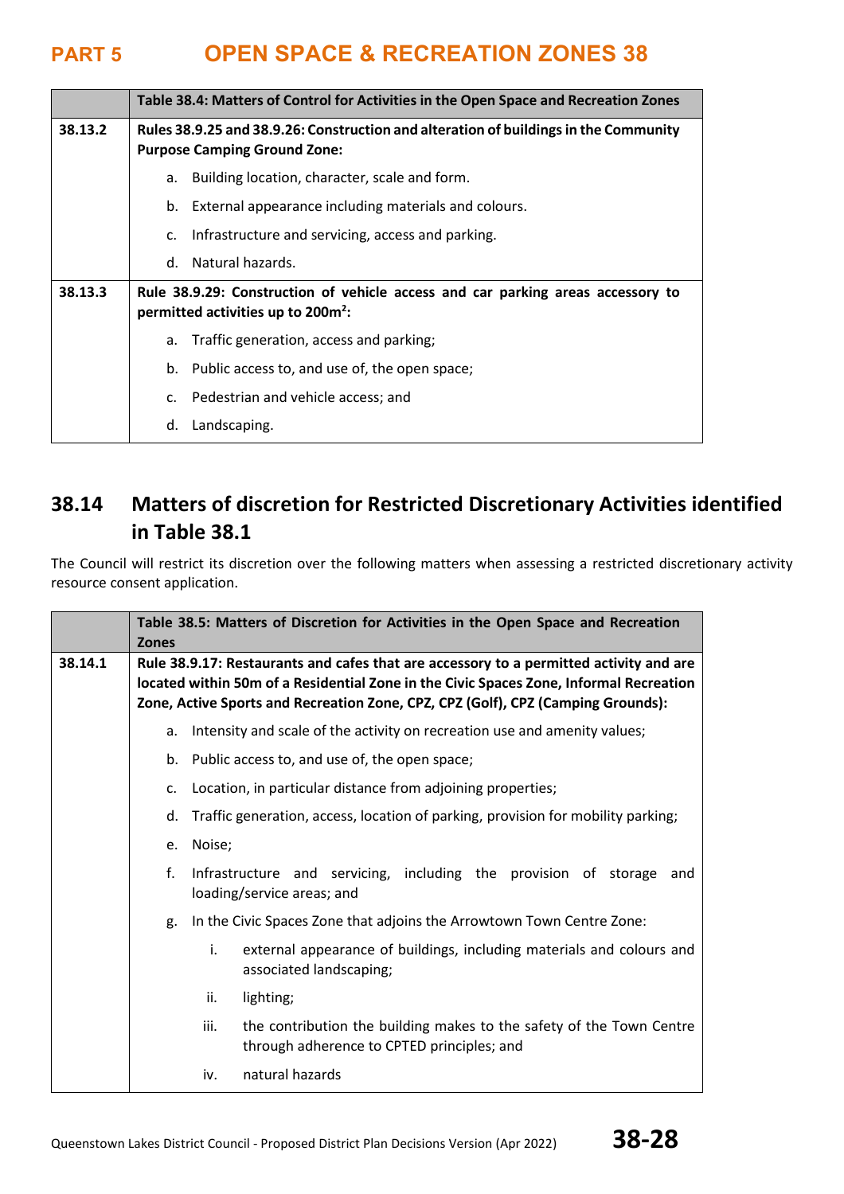| | Table 38.4: Matters of Control for Activities in the Open Space and Recreation Zones |
|---|---|
| 38.13.2 | **Rules 38.9.25 and 38.9.26: Construction and alteration of buildings in the Community Purpose Camping Ground Zone:**<br>a. Building location, character, scale and form.<br>b. External appearance including materials and colours.<br>c. Infrastructure and servicing, access and parking.<br>d. Natural hazards. |
| 38.13.3 | **Rule 38.9.29: Construction of vehicle access and car parking areas accessory to permitted activities up to 200m²:**<br>a. Traffic generation, access and parking;<br>b. Public access to, and use of, the open space;<br>c. Pedestrian and vehicle access; and<br>d. Landscaping. |

## 38.14 Matters of discretion for Restricted Discretionary Activities identified in Table 38.1

The Council will restrict its discretion over the following matters when assessing a restricted discretionary activity resource consent application.

| | Table 38.5: Matters of Discretion for Activities in the Open Space and Recreation Zones |
|---|---|
| 38.14.1 | **Rule 38.9.17: Restaurants and cafes that are accessory to a permitted activity and are located within 50m of a Residential Zone in the Civic Spaces Zone, Informal Recreation Zone, Active Sports and Recreation Zone, CPZ, CPZ (Golf), CPZ (Camping Grounds):**<br>a. Intensity and scale of the activity on recreation use and amenity values;<br>b. Public access to, and use of, the open space;<br>c. Location, in particular distance from adjoining properties;<br>d. Traffic generation, access, location of parking, provision for mobility parking;<br>e. Noise;<br>f. Infrastructure and servicing, including the provision of storage and loading/service areas; and<br>g. In the Civic Spaces Zone that adjoins the Arrowtown Town Centre Zone:<br>i. external appearance of buildings, including materials and colours and associated landscaping;<br>ii. lighting;<br>iii. the contribution the building makes to the safety of the Town Centre through adherence to CPTED principles; and<br>iv. natural hazards |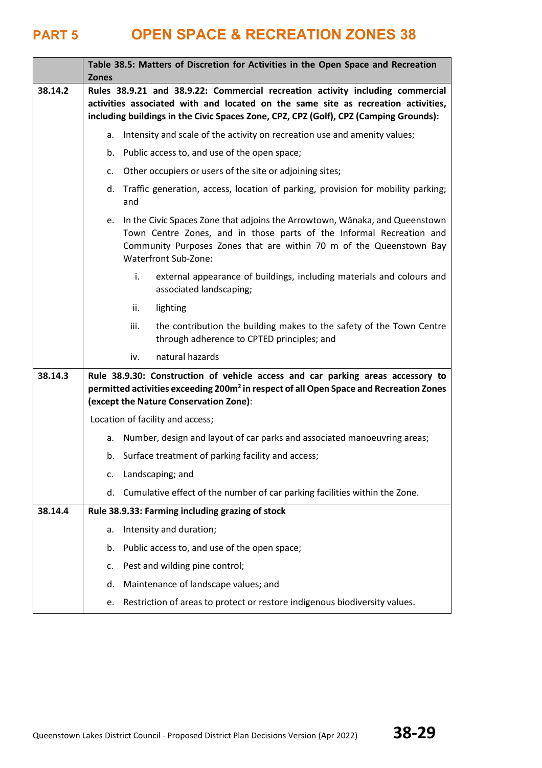| | Table 38.5: Matters of Discretion for Activities in the Open Space and Recreation Zones |
|---|---|
| 38.14.2 | **Rules 38.9.21 and 38.9.22: Commercial recreation activity including commercial activities associated with and located on the same site as recreation activities, including buildings in the Civic Spaces Zone, CPZ, CPZ (Golf), CPZ (Camping Grounds):**<br><br>a. Intensity and scale of the activity on recreation use and amenity values;<br>b. Public access to, and use of the open space;<br>c. Other occupiers or users of the site or adjoining sites;<br>d. Traffic generation, access, location of parking, provision for mobility parking; and<br>e. In the Civic Spaces Zone that adjoins the Arrowtown, Wānaka, and Queenstown Town Centre Zones, and in those parts of the Informal Recreation and Community Purposes Zones that are within 70 m of the Queenstown Bay Waterfront Sub-Zone:<br>i. external appearance of buildings, including materials and colours and associated landscaping;<br>ii. lighting<br>iii. the contribution the building makes to the safety of the Town Centre through adherence to CPTED principles; and<br>iv. natural hazards |
| 38.14.3 | **Rule 38.9.30: Construction of vehicle access and car parking areas accessory to permitted activities exceeding 200m$^2$ in respect of all Open Space and Recreation Zones (except the Nature Conservation Zone)**:<br><br>Location of facility and access;<br>a. Number, design and layout of car parks and associated manoeuvring areas;<br>b. Surface treatment of parking facility and access;<br>c. Landscaping; and<br>d. Cumulative effect of the number of car parking facilities within the Zone. |
| 38.14.4 | **Rule 38.9.33: Farming including grazing of stock**<br><br>a. Intensity and duration;<br>b. Public access to, and use of the open space;<br>c. Pest and wilding pine control;<br>d. Maintenance of landscape values; and<br>e. Restriction of areas to protect or restore indigenous biodiversity values. |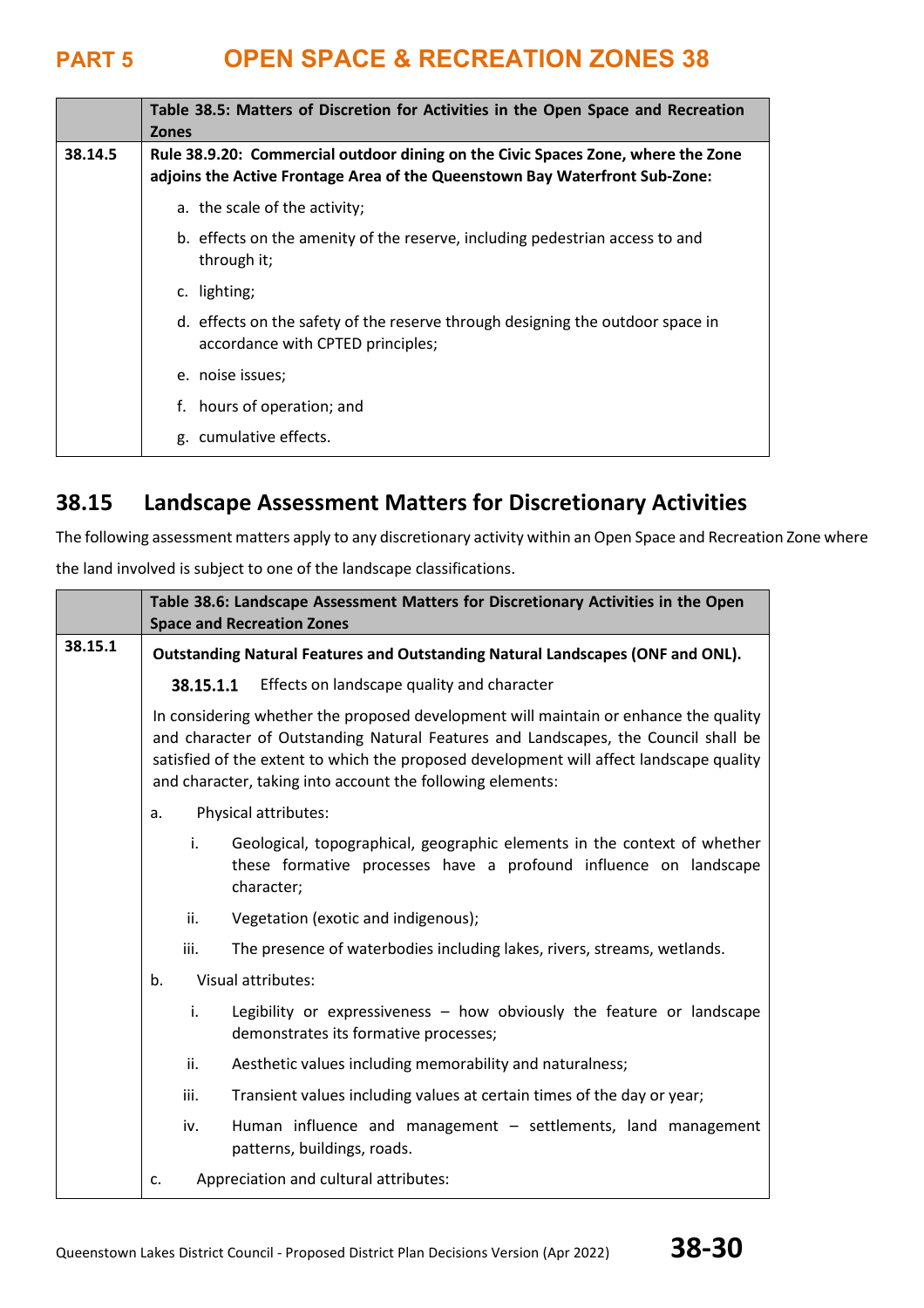| | Table 38.5: Matters of Discretion for Activities in the Open Space and Recreation Zones |
|---|---|
| 38.14.5 | **Rule 38.9.20: Commercial outdoor dining on the Civic Spaces Zone, where the Zone adjoins the Active Frontage Area of the Queenstown Bay Waterfront Sub-Zone:**<br><br>a. the scale of the activity;<br><br>b. effects on the amenity of the reserve, including pedestrian access to and through it;<br><br>c. lighting;<br><br>d. effects on the safety of the reserve through designing the outdoor space in accordance with CPTED principles;<br><br>e. noise issues;<br><br>f. hours of operation; and<br><br>g. cumulative effects. |

## 38.15 Landscape Assessment Matters for Discretionary Activities

The following assessment matters apply to any discretionary activity within an Open Space and Recreation Zone where the land involved is subject to one of the landscape classifications.

| | Table 38.6: Landscape Assessment Matters for Discretionary Activities in the Open Space and Recreation Zones |
|---|---|
| 38.15.1 | **Outstanding Natural Features and Outstanding Natural Landscapes (ONF and ONL).**<br><br>**38.15.1.1** Effects on landscape quality and character<br><br>In considering whether the proposed development will maintain or enhance the quality and character of Outstanding Natural Features and Landscapes, the Council shall be satisfied of the extent to which the proposed development will affect landscape quality and character, taking into account the following elements:<br><br>a. Physical attributes:<br><br>i. Geological, topographical, geographic elements in the context of whether these formative processes have a profound influence on landscape character;<br><br>ii. Vegetation (exotic and indigenous);<br><br>iii. The presence of waterbodies including lakes, rivers, streams, wetlands.<br><br>b. Visual attributes:<br><br>i. Legibility or expressiveness – how obviously the feature or landscape demonstrates its formative processes;<br><br>ii. Aesthetic values including memorability and naturalness;<br><br>iii. Transient values including values at certain times of the day or year;<br><br>iv. Human influence and management – settlements, land management patterns, buildings, roads.<br><br>c. Appreciation and cultural attributes: |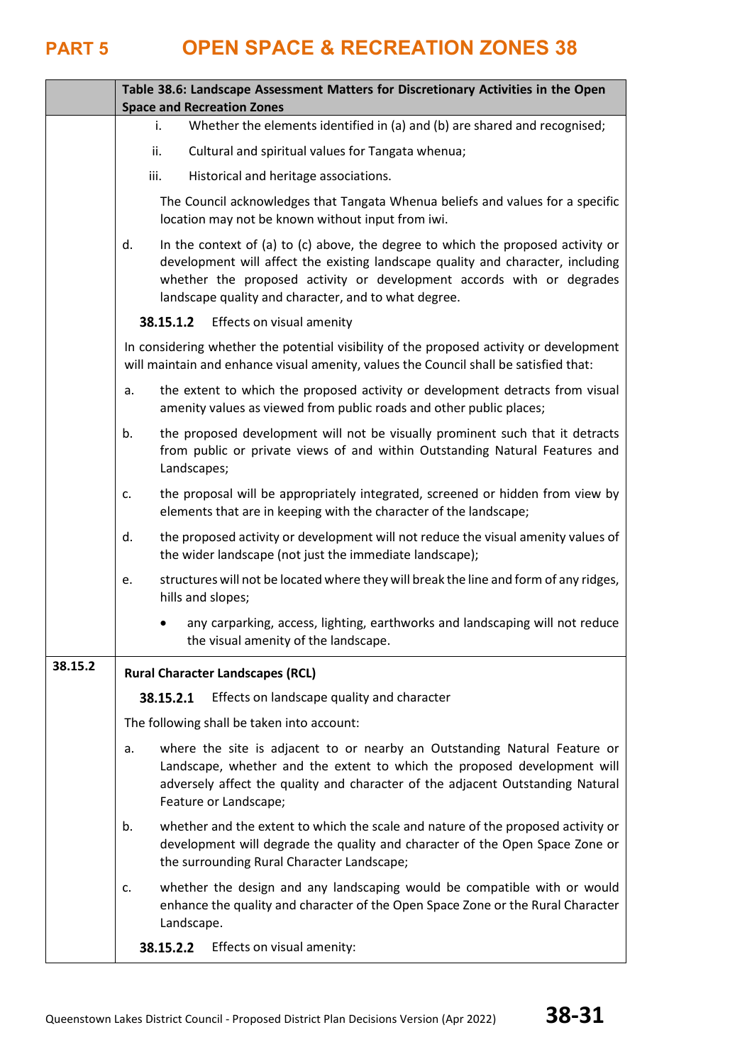| | Table 38.6: Landscape Assessment Matters for Discretionary Activities in the Open Space and Recreation Zones |
|---|---|
| | i. Whether the elements identified in (a) and (b) are shared and recognised;<br>ii. Cultural and spiritual values for Tangata whenua;<br>iii. Historical and heritage associations.<br>The Council acknowledges that Tangata Whenua beliefs and values for a specific location may not be known without input from iwi.<br>d. In the context of (a) to (c) above, the degree to which the proposed activity or development will affect the existing landscape quality and character, including whether the proposed activity or development accords with or degrades landscape quality and character, and to what degree.<br>**38.15.1.2** Effects on visual amenity<br>In considering whether the potential visibility of the proposed activity or development will maintain and enhance visual amenity, values the Council shall be satisfied that:<br>a. the extent to which the proposed activity or development detracts from visual amenity values as viewed from public roads and other public places;<br>b. the proposed development will not be visually prominent such that it detracts from public or private views of and within Outstanding Natural Features and Landscapes;<br>c. the proposal will be appropriately integrated, screened or hidden from view by elements that are in keeping with the character of the landscape;<br>d. the proposed activity or development will not reduce the visual amenity values of the wider landscape (not just the immediate landscape);<br>e. structures will not be located where they will break the line and form of any ridges, hills and slopes;<br>• any carparking, access, lighting, earthworks and landscaping will not reduce the visual amenity of the landscape. |
| **38.15.2** | **Rural Character Landscapes (RCL)**<br>**38.15.2.1** Effects on landscape quality and character<br>The following shall be taken into account:<br>a. where the site is adjacent to or nearby an Outstanding Natural Feature or Landscape, whether and the extent to which the proposed development will adversely affect the quality and character of the adjacent Outstanding Natural Feature or Landscape;<br>b. whether and the extent to which the scale and nature of the proposed activity or development will degrade the quality and character of the Open Space Zone or the surrounding Rural Character Landscape;<br>c. whether the design and any landscaping would be compatible with or would enhance the quality and character of the Open Space Zone or the Rural Character Landscape.<br>**38.15.2.2** Effects on visual amenity: |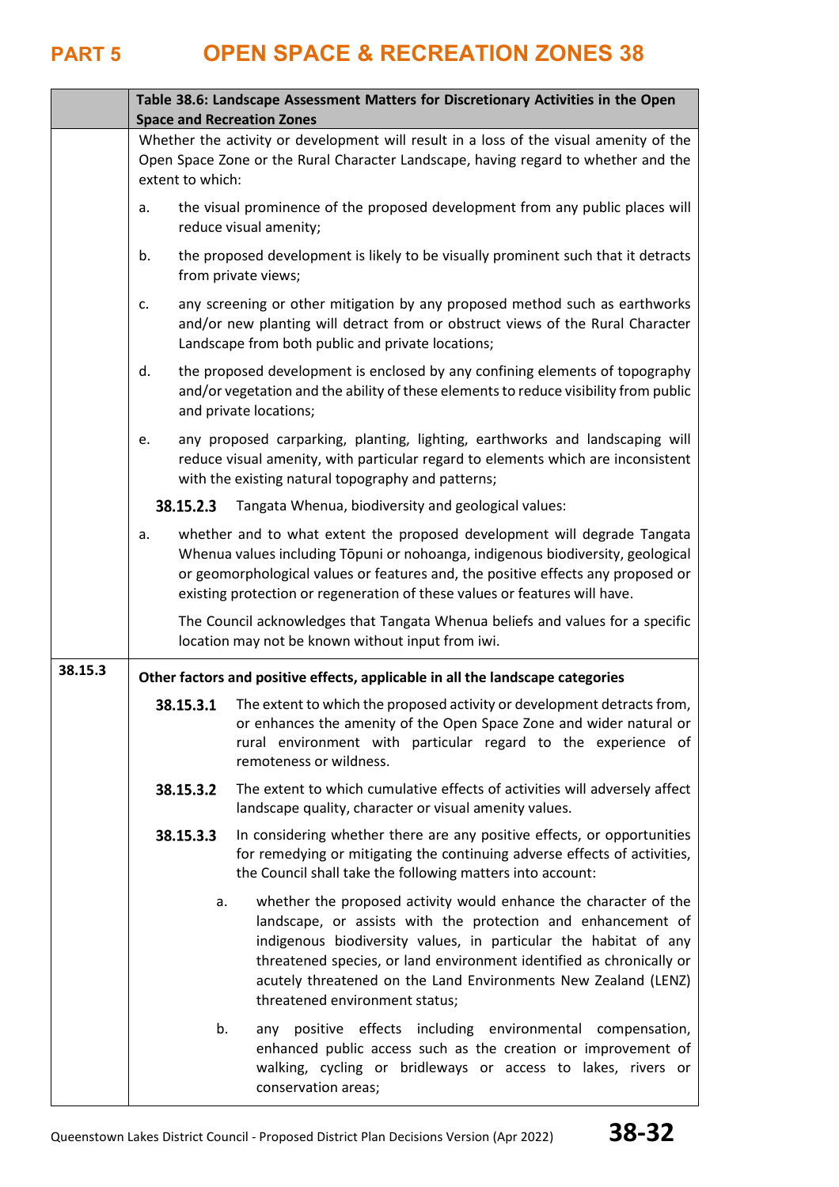| | Table 38.6: Landscape Assessment Matters for Discretionary Activities in the Open Space and Recreation Zones |
|---|---|
| | Whether the activity or development will result in a loss of the visual amenity of the Open Space Zone or the Rural Character Landscape, having regard to whether and the extent to which:<br><br>a. the visual prominence of the proposed development from any public places will reduce visual amenity;<br><br>b. the proposed development is likely to be visually prominent such that it detracts from private views;<br><br>c. any screening or other mitigation by any proposed method such as earthworks and/or new planting will detract from or obstruct views of the Rural Character Landscape from both public and private locations;<br><br>d. the proposed development is enclosed by any confining elements of topography and/or vegetation and the ability of these elements to reduce visibility from public and private locations;<br><br>e. any proposed carparking, planting, lighting, earthworks and landscaping will reduce visual amenity, with particular regard to elements which are inconsistent with the existing natural topography and patterns;<br><br>**38.15.2.3** Tangata Whenua, biodiversity and geological values:<br><br>a. whether and to what extent the proposed development will degrade Tangata Whenua values including Tōpuni or nohoanga, indigenous biodiversity, geological or geomorphological values or features and, the positive effects any proposed or existing protection or regeneration of these values or features will have.<br><br>The Council acknowledges that Tangata Whenua beliefs and values for a specific location may not be known without input from iwi. |
| **38.15.3** | **Other factors and positive effects, applicable in all the landscape categories**<br><br>**38.15.3.1** The extent to which the proposed activity or development detracts from, or enhances the amenity of the Open Space Zone and wider natural or rural environment with particular regard to the experience of remoteness or wildness.<br><br>**38.15.3.2** The extent to which cumulative effects of activities will adversely affect landscape quality, character or visual amenity values.<br><br>**38.15.3.3** In considering whether there are any positive effects, or opportunities for remedying or mitigating the continuing adverse effects of activities, the Council shall take the following matters into account:<br><br>a. whether the proposed activity would enhance the character of the landscape, or assists with the protection and enhancement of indigenous biodiversity values, in particular the habitat of any threatened species, or land environment identified as chronically or acutely threatened on the Land Environments New Zealand (LENZ) threatened environment status;<br><br>b. any positive effects including environmental compensation, enhanced public access such as the creation or improvement of walking, cycling or bridleways or access to lakes, rivers or conservation areas; |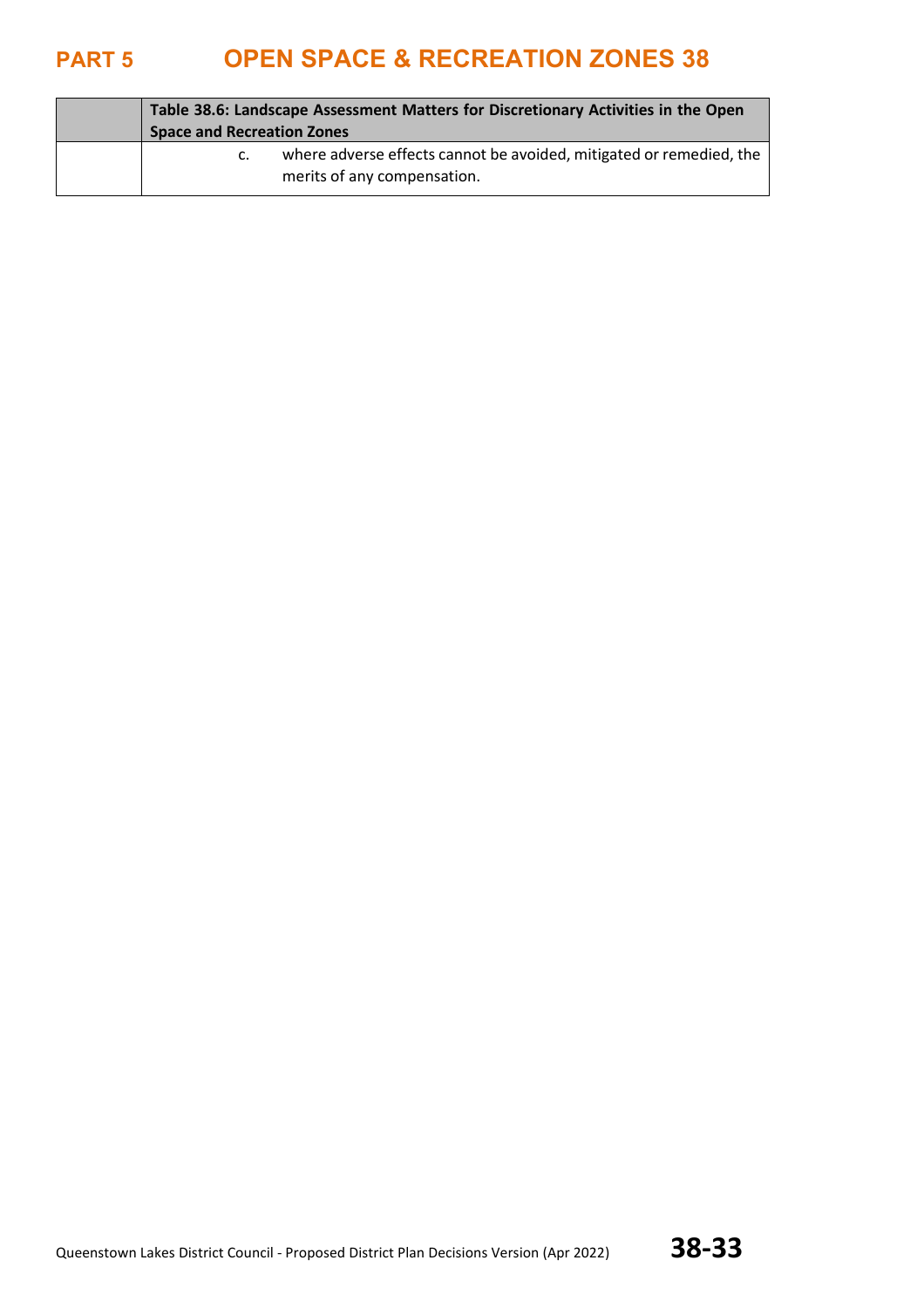| | Table 38.6: Landscape Assessment Matters for Discretionary Activities in the Open Space and Recreation Zones |
|---|---|
| | c. where adverse effects cannot be avoided, mitigated or remedied, the merits of any compensation. |